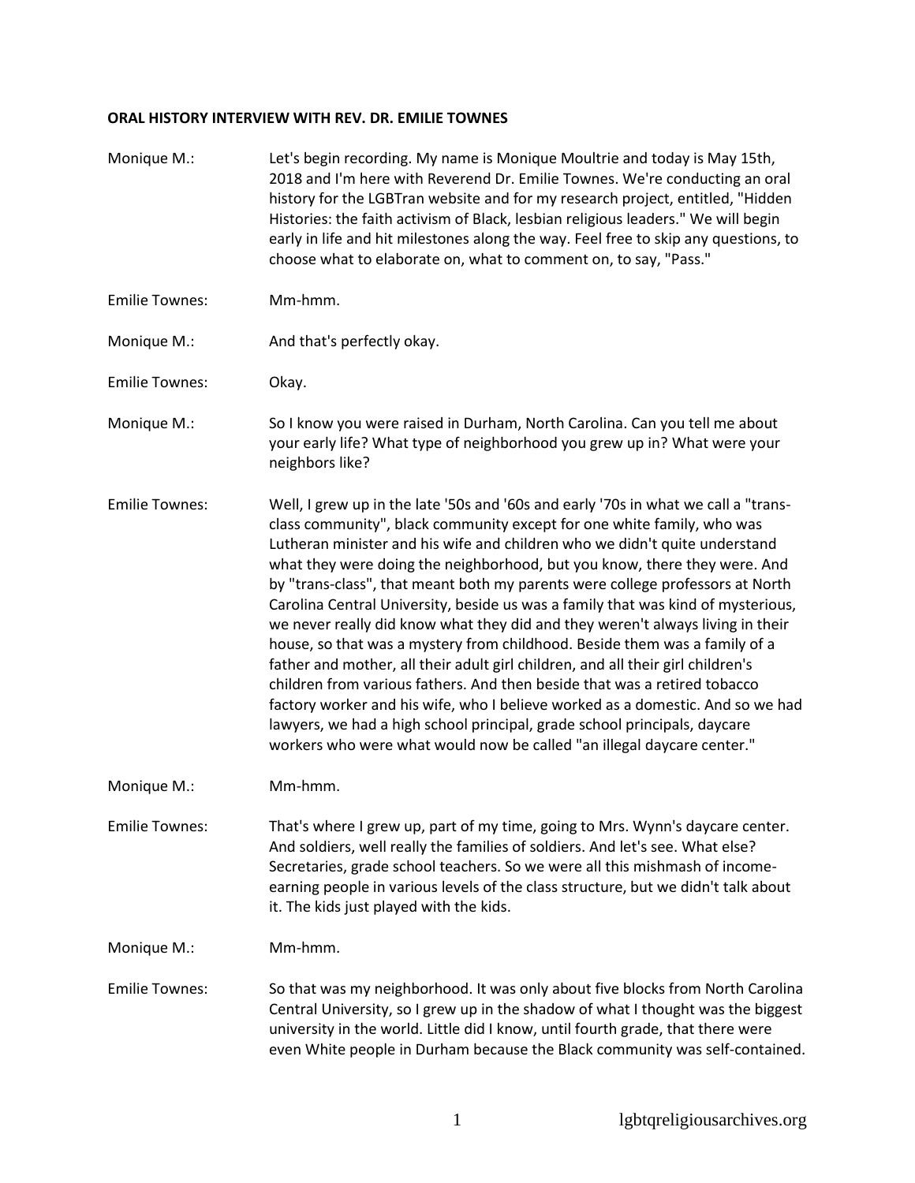**ORAL HISTORY INTERVIEW WITH REV. DR. EMILIE TOWNES**

Monique M.: Let's begin recording. My name is Monique Moultrie and today is May 15th, 2018 and I'm here with Reverend Dr. Emilie Townes. We're conducting an oral history for the LGBTran website and for my research project, entitled, "Hidden Histories: the faith activism of Black, lesbian religious leaders." We will begin early in life and hit milestones along the way. Feel free to skip any questions, to choose what to elaborate on, what to comment on, to say, "Pass."

Emilie Townes: Mm-hmm.

Monique M.: And that's perfectly okay.

Emilie Townes: Okay.

Monique M.: So I know you were raised in Durham, North Carolina. Can you tell me about your early life? What type of neighborhood you grew up in? What were your neighbors like?

Emilie Townes: Well, I grew up in the late '50s and '60s and early '70s in what we call a "trans-class community", black community except for one white family, who was Lutheran minister and his wife and children who we didn't quite understand what they were doing the neighborhood, but you know, there they were. And by "trans-class", that meant both my parents were college professors at North Carolina Central University, beside us was a family that was kind of mysterious, we never really did know what they did and they weren't always living in their house, so that was a mystery from childhood. Beside them was a family of a father and mother, all their adult girl children, and all their girl children's children from various fathers. And then beside that was a retired tobacco factory worker and his wife, who I believe worked as a domestic. And so we had lawyers, we had a high school principal, grade school principals, daycare workers who were what would now be called "an illegal daycare center."

Monique M.: Mm-hmm.

Emilie Townes: That's where I grew up, part of my time, going to Mrs. Wynn's daycare center. And soldiers, well really the families of soldiers. And let's see. What else? Secretaries, grade school teachers. So we were all this mishmash of income-earning people in various levels of the class structure, but we didn't talk about it. The kids just played with the kids.

Monique M.: Mm-hmm.

Emilie Townes: So that was my neighborhood. It was only about five blocks from North Carolina Central University, so I grew up in the shadow of what I thought was the biggest university in the world. Little did I know, until fourth grade, that there were even White people in Durham because the Black community was self-contained.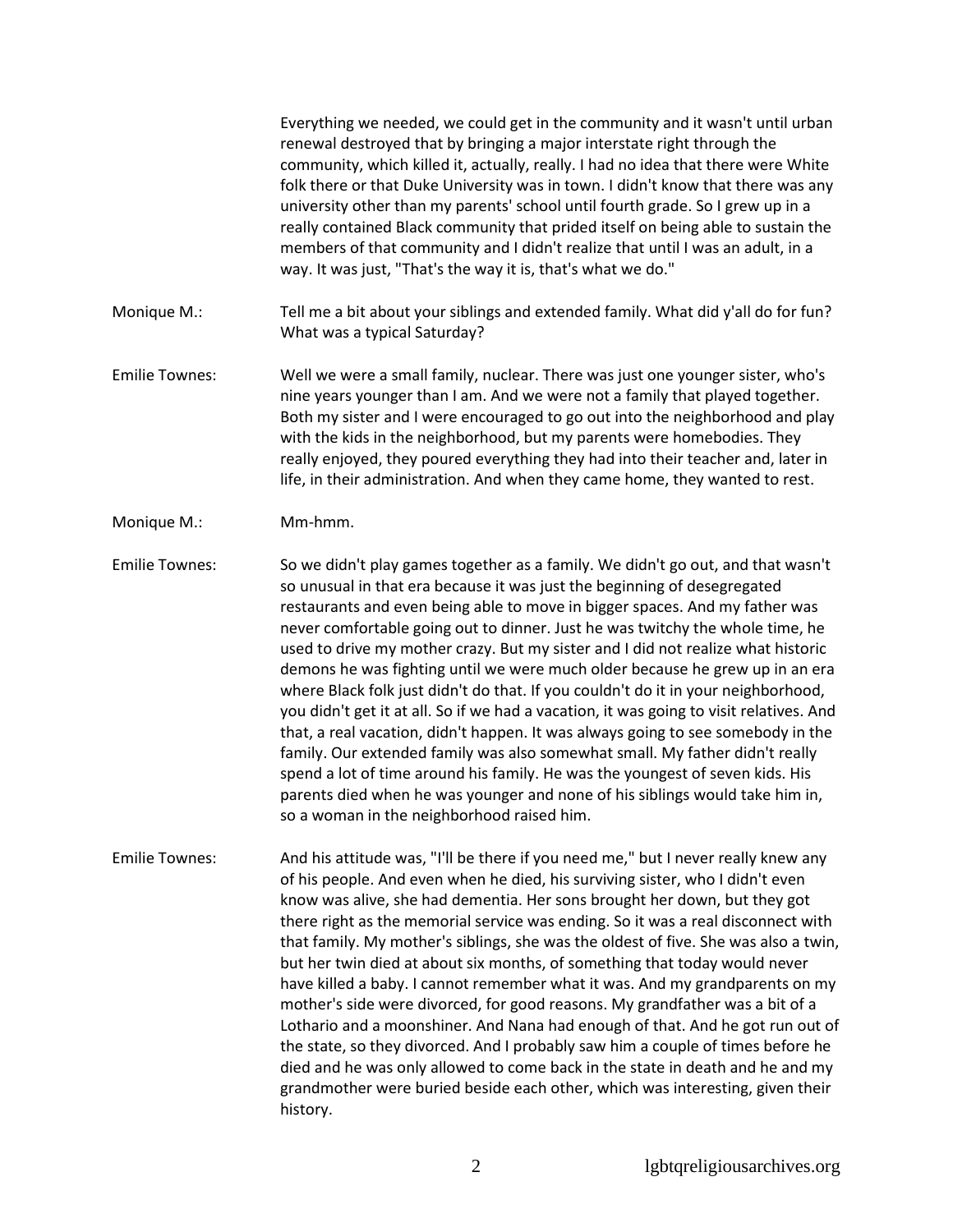Everything we needed, we could get in the community and it wasn't until urban renewal destroyed that by bringing a major interstate right through the community, which killed it, actually, really. I had no idea that there were White folk there or that Duke University was in town. I didn't know that there was any university other than my parents' school until fourth grade. So I grew up in a really contained Black community that prided itself on being able to sustain the members of that community and I didn't realize that until I was an adult, in a way. It was just, "That's the way it is, that's what we do."

Monique M.: Tell me a bit about your siblings and extended family. What did y'all do for fun? What was a typical Saturday?

Emilie Townes: Well we were a small family, nuclear. There was just one younger sister, who's nine years younger than I am. And we were not a family that played together. Both my sister and I were encouraged to go out into the neighborhood and play with the kids in the neighborhood, but my parents were homebodies. They really enjoyed, they poured everything they had into their teacher and, later in life, in their administration. And when they came home, they wanted to rest.

Monique M.: Mm-hmm.

Emilie Townes: So we didn't play games together as a family. We didn't go out, and that wasn't so unusual in that era because it was just the beginning of desegregated restaurants and even being able to move in bigger spaces. And my father was never comfortable going out to dinner. Just he was twitchy the whole time, he used to drive my mother crazy. But my sister and I did not realize what historic demons he was fighting until we were much older because he grew up in an era where Black folk just didn't do that. If you couldn't do it in your neighborhood, you didn't get it at all. So if we had a vacation, it was going to visit relatives. And that, a real vacation, didn't happen. It was always going to see somebody in the family. Our extended family was also somewhat small. My father didn't really spend a lot of time around his family. He was the youngest of seven kids. His parents died when he was younger and none of his siblings would take him in, so a woman in the neighborhood raised him.

Emilie Townes: And his attitude was, "I'll be there if you need me," but I never really knew any of his people. And even when he died, his surviving sister, who I didn't even know was alive, she had dementia. Her sons brought her down, but they got there right as the memorial service was ending. So it was a real disconnect with that family. My mother's siblings, she was the oldest of five. She was also a twin, but her twin died at about six months, of something that today would never have killed a baby. I cannot remember what it was. And my grandparents on my mother's side were divorced, for good reasons. My grandfather was a bit of a Lothario and a moonshiner. And Nana had enough of that. And he got run out of the state, so they divorced. And I probably saw him a couple of times before he died and he was only allowed to come back in the state in death and he and my grandmother were buried beside each other, which was interesting, given their history.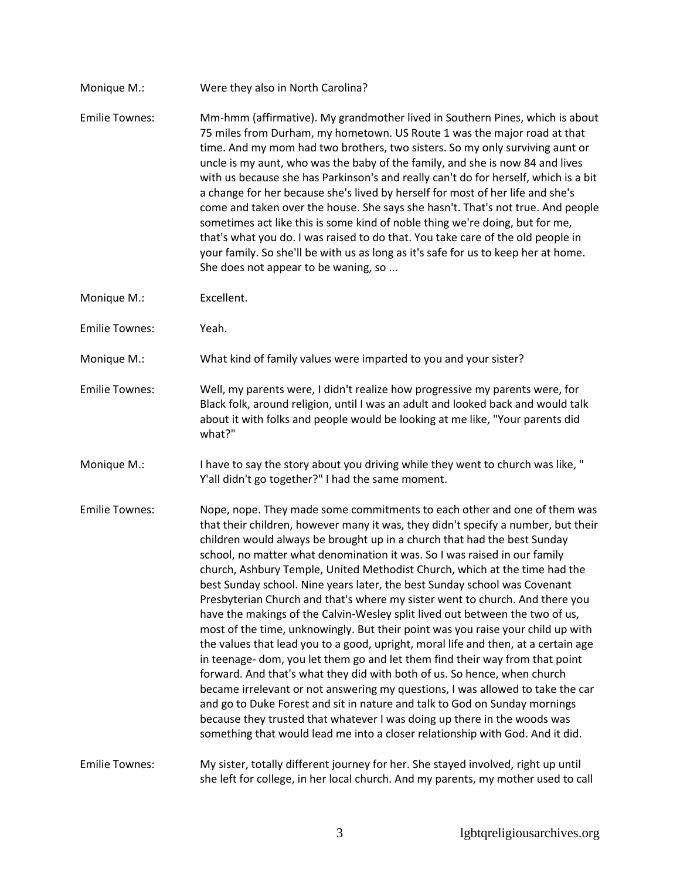Monique M.: Were they also in North Carolina?

Emilie Townes: Mm-hmm (affirmative). My grandmother lived in Southern Pines, which is about 75 miles from Durham, my hometown. US Route 1 was the major road at that time. And my mom had two brothers, two sisters. So my only surviving aunt or uncle is my aunt, who was the baby of the family, and she is now 84 and lives with us because she has Parkinson's and really can't do for herself, which is a bit a change for her because she's lived by herself for most of her life and she's come and taken over the house. She says she hasn't. That's not true. And people sometimes act like this is some kind of noble thing we're doing, but for me, that's what you do. I was raised to do that. You take care of the old people in your family. So she'll be with us as long as it's safe for us to keep her at home. She does not appear to be waning, so ...

Monique M.: Excellent.

Emilie Townes: Yeah.

Monique M.: What kind of family values were imparted to you and your sister?

Emilie Townes: Well, my parents were, I didn't realize how progressive my parents were, for Black folk, around religion, until I was an adult and looked back and would talk about it with folks and people would be looking at me like, "Your parents did what?"

Monique M.: I have to say the story about you driving while they went to church was like, " Y'all didn't go together?" I had the same moment.

Emilie Townes: Nope, nope. They made some commitments to each other and one of them was that their children, however many it was, they didn't specify a number, but their children would always be brought up in a church that had the best Sunday school, no matter what denomination it was. So I was raised in our family church, Ashbury Temple, United Methodist Church, which at the time had the best Sunday school. Nine years later, the best Sunday school was Covenant Presbyterian Church and that's where my sister went to church. And there you have the makings of the Calvin-Wesley split lived out between the two of us, most of the time, unknowingly. But their point was you raise your child up with the values that lead you to a good, upright, moral life and then, at a certain age in teenage- dom, you let them go and let them find their way from that point forward. And that's what they did with both of us. So hence, when church became irrelevant or not answering my questions, I was allowed to take the car and go to Duke Forest and sit in nature and talk to God on Sunday mornings because they trusted that whatever I was doing up there in the woods was something that would lead me into a closer relationship with God. And it did.

Emilie Townes: My sister, totally different journey for her. She stayed involved, right up until she left for college, in her local church. And my parents, my mother used to call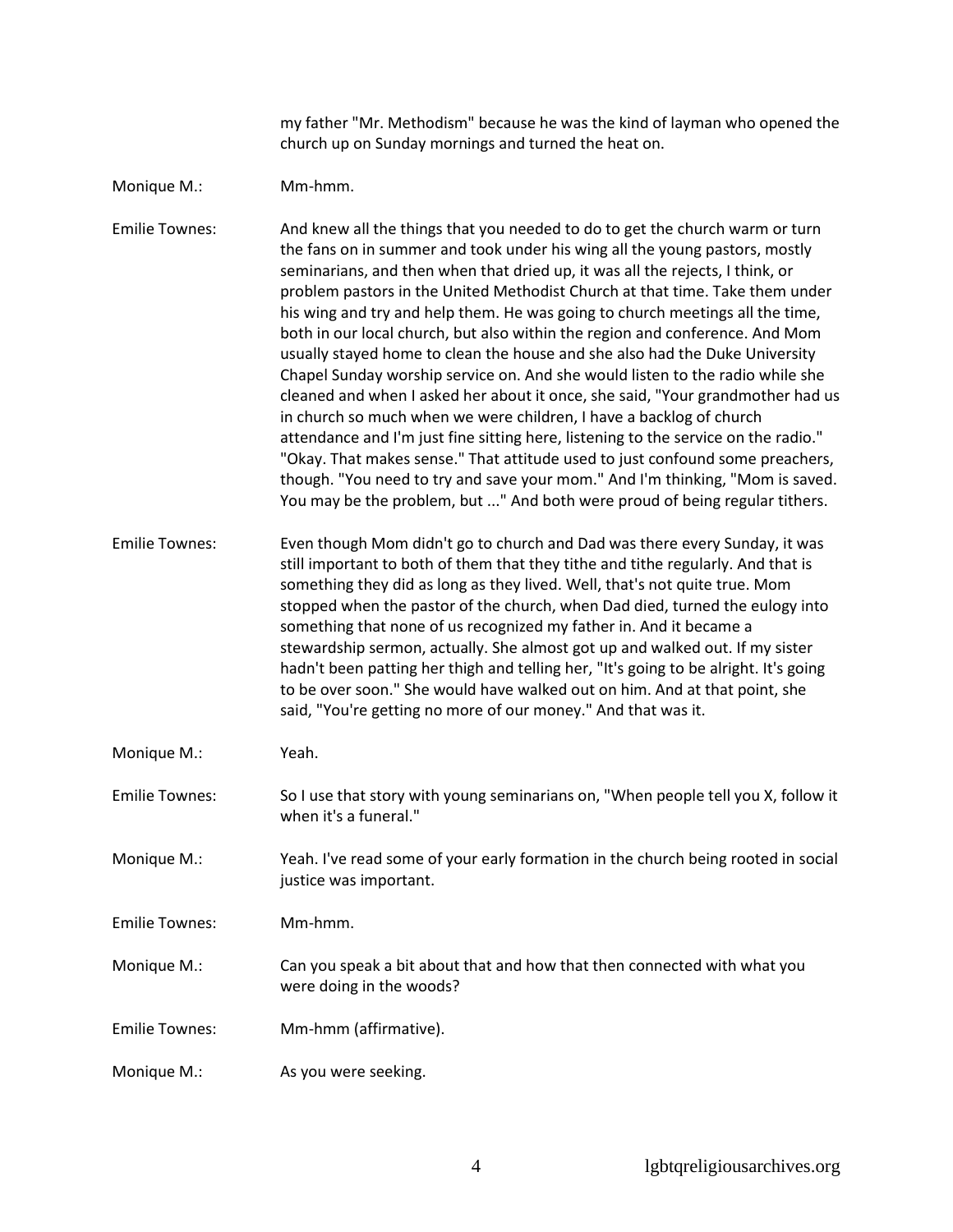my father "Mr. Methodism" because he was the kind of layman who opened the church up on Sunday mornings and turned the heat on.

**Monique M.:** Mm-hmm.

**Emilie Townes:** And knew all the things that you needed to do to get the church warm or turn the fans on in summer and took under his wing all the young pastors, mostly seminarians, and then when that dried up, it was all the rejects, I think, or problem pastors in the United Methodist Church at that time. Take them under his wing and try and help them. He was going to church meetings all the time, both in our local church, but also within the region and conference. And Mom usually stayed home to clean the house and she also had the Duke University Chapel Sunday worship service on. And she would listen to the radio while she cleaned and when I asked her about it once, she said, "Your grandmother had us in church so much when we were children, I have a backlog of church attendance and I'm just fine sitting here, listening to the service on the radio." "Okay. That makes sense." That attitude used to just confound some preachers, though. "You need to try and save your mom." And I'm thinking, "Mom is saved. You may be the problem, but ..." And both were proud of being regular tithers.

**Emilie Townes:** Even though Mom didn't go to church and Dad was there every Sunday, it was still important to both of them that they tithe and tithe regularly. And that is something they did as long as they lived. Well, that's not quite true. Mom stopped when the pastor of the church, when Dad died, turned the eulogy into something that none of us recognized my father in. And it became a stewardship sermon, actually. She almost got up and walked out. If my sister hadn't been patting her thigh and telling her, "It's going to be alright. It's going to be over soon." She would have walked out on him. And at that point, she said, "You're getting no more of our money." And that was it.

**Monique M.:** Yeah.

**Emilie Townes:** So I use that story with young seminarians on, "When people tell you X, follow it when it's a funeral."

**Monique M.:** Yeah. I've read some of your early formation in the church being rooted in social justice was important.

**Emilie Townes:** Mm-hmm.

**Monique M.:** Can you speak a bit about that and how that then connected with what you were doing in the woods?

**Emilie Townes:** Mm-hmm (affirmative).

**Monique M.:** As you were seeking.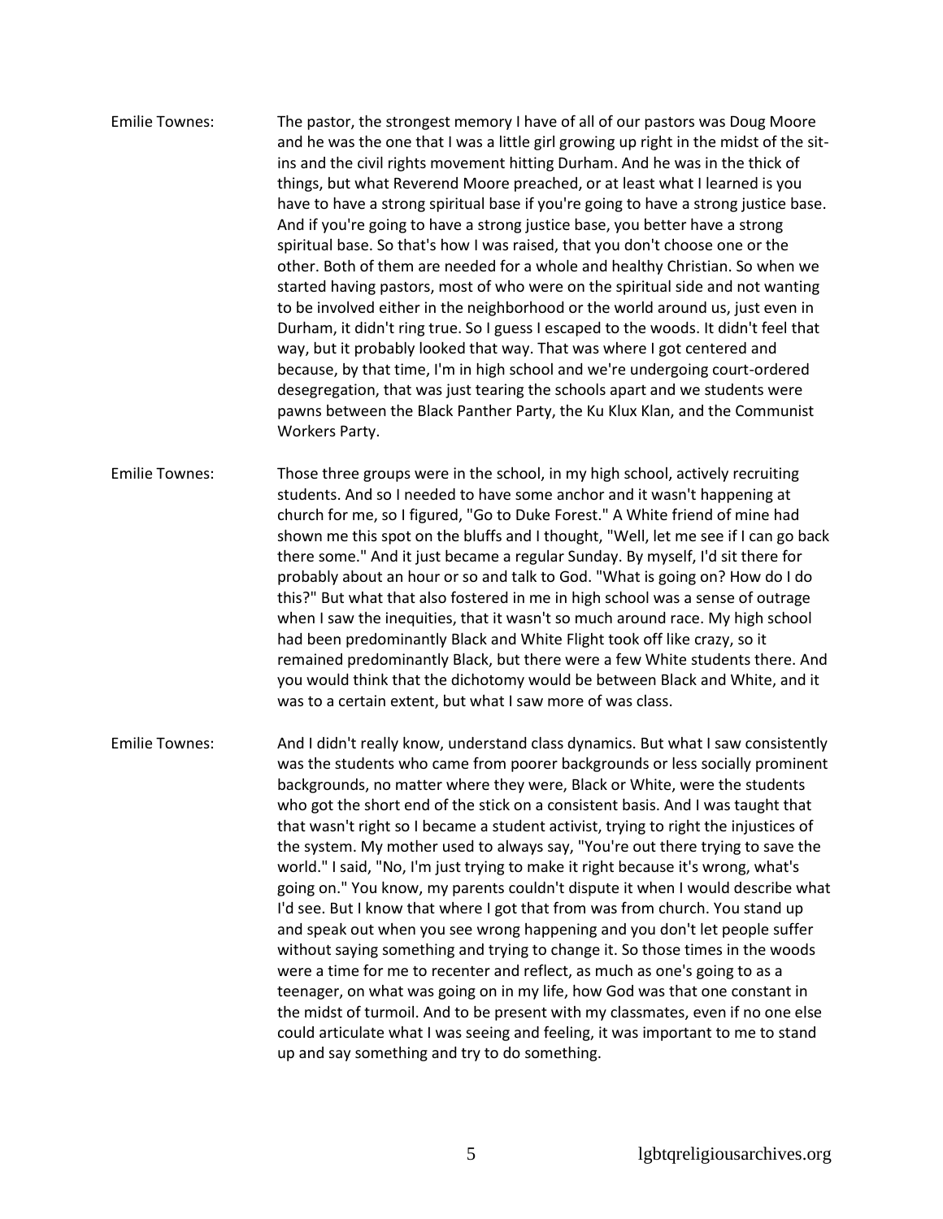Emilie Townes: The pastor, the strongest memory I have of all of our pastors was Doug Moore and he was the one that I was a little girl growing up right in the midst of the sit-ins and the civil rights movement hitting Durham. And he was in the thick of things, but what Reverend Moore preached, or at least what I learned is you have to have a strong spiritual base if you're going to have a strong justice base. And if you're going to have a strong justice base, you better have a strong spiritual base. So that's how I was raised, that you don't choose one or the other. Both of them are needed for a whole and healthy Christian. So when we started having pastors, most of who were on the spiritual side and not wanting to be involved either in the neighborhood or the world around us, just even in Durham, it didn't ring true. So I guess I escaped to the woods. It didn't feel that way, but it probably looked that way. That was where I got centered and because, by that time, I'm in high school and we're undergoing court-ordered desegregation, that was just tearing the schools apart and we students were pawns between the Black Panther Party, the Ku Klux Klan, and the Communist Workers Party.

Emilie Townes: Those three groups were in the school, in my high school, actively recruiting students. And so I needed to have some anchor and it wasn't happening at church for me, so I figured, "Go to Duke Forest." A White friend of mine had shown me this spot on the bluffs and I thought, "Well, let me see if I can go back there some." And it just became a regular Sunday. By myself, I'd sit there for probably about an hour or so and talk to God. "What is going on? How do I do this?" But what that also fostered in me in high school was a sense of outrage when I saw the inequities, that it wasn't so much around race. My high school had been predominantly Black and White Flight took off like crazy, so it remained predominantly Black, but there were a few White students there. And you would think that the dichotomy would be between Black and White, and it was to a certain extent, but what I saw more of was class.

Emilie Townes: And I didn't really know, understand class dynamics. But what I saw consistently was the students who came from poorer backgrounds or less socially prominent backgrounds, no matter where they were, Black or White, were the students who got the short end of the stick on a consistent basis. And I was taught that that wasn't right so I became a student activist, trying to right the injustices of the system. My mother used to always say, "You're out there trying to save the world." I said, "No, I'm just trying to make it right because it's wrong, what's going on." You know, my parents couldn't dispute it when I would describe what I'd see. But I know that where I got that from was from church. You stand up and speak out when you see wrong happening and you don't let people suffer without saying something and trying to change it. So those times in the woods were a time for me to recenter and reflect, as much as one's going to as a teenager, on what was going on in my life, how God was that one constant in the midst of turmoil. And to be present with my classmates, even if no one else could articulate what I was seeing and feeling, it was important to me to stand up and say something and try to do something.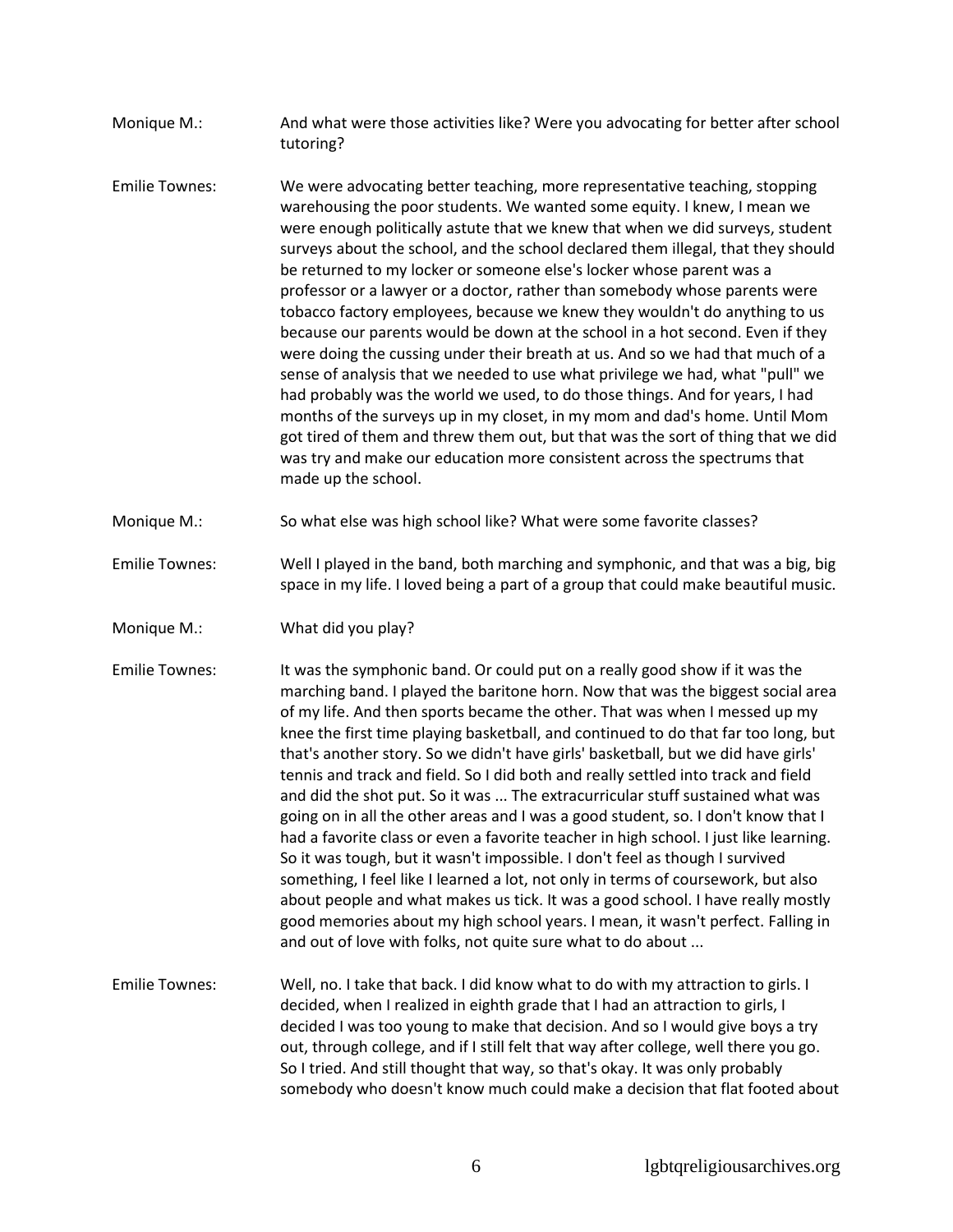Monique M.: And what were those activities like? Were you advocating for better after school tutoring?

Emilie Townes: We were advocating better teaching, more representative teaching, stopping warehousing the poor students. We wanted some equity. I knew, I mean we were enough politically astute that we knew that when we did surveys, student surveys about the school, and the school declared them illegal, that they should be returned to my locker or someone else's locker whose parent was a professor or a lawyer or a doctor, rather than somebody whose parents were tobacco factory employees, because we knew they wouldn't do anything to us because our parents would be down at the school in a hot second. Even if they were doing the cussing under their breath at us. And so we had that much of a sense of analysis that we needed to use what privilege we had, what "pull" we had probably was the world we used, to do those things. And for years, I had months of the surveys up in my closet, in my mom and dad's home. Until Mom got tired of them and threw them out, but that was the sort of thing that we did was try and make our education more consistent across the spectrums that made up the school.

Monique M.: So what else was high school like? What were some favorite classes?

Emilie Townes: Well I played in the band, both marching and symphonic, and that was a big, big space in my life. I loved being a part of a group that could make beautiful music.

Monique M.: What did you play?

Emilie Townes: It was the symphonic band. Or could put on a really good show if it was the marching band. I played the baritone horn. Now that was the biggest social area of my life. And then sports became the other. That was when I messed up my knee the first time playing basketball, and continued to do that far too long, but that's another story. So we didn't have girls' basketball, but we did have girls' tennis and track and field. So I did both and really settled into track and field and did the shot put. So it was ... The extracurricular stuff sustained what was going on in all the other areas and I was a good student, so. I don't know that I had a favorite class or even a favorite teacher in high school. I just like learning. So it was tough, but it wasn't impossible. I don't feel as though I survived something, I feel like I learned a lot, not only in terms of coursework, but also about people and what makes us tick. It was a good school. I have really mostly good memories about my high school years. I mean, it wasn't perfect. Falling in and out of love with folks, not quite sure what to do about ...

Emilie Townes: Well, no. I take that back. I did know what to do with my attraction to girls. I decided, when I realized in eighth grade that I had an attraction to girls, I decided I was too young to make that decision. And so I would give boys a try out, through college, and if I still felt that way after college, well there you go. So I tried. And still thought that way, so that's okay. It was only probably somebody who doesn't know much could make a decision that flat footed about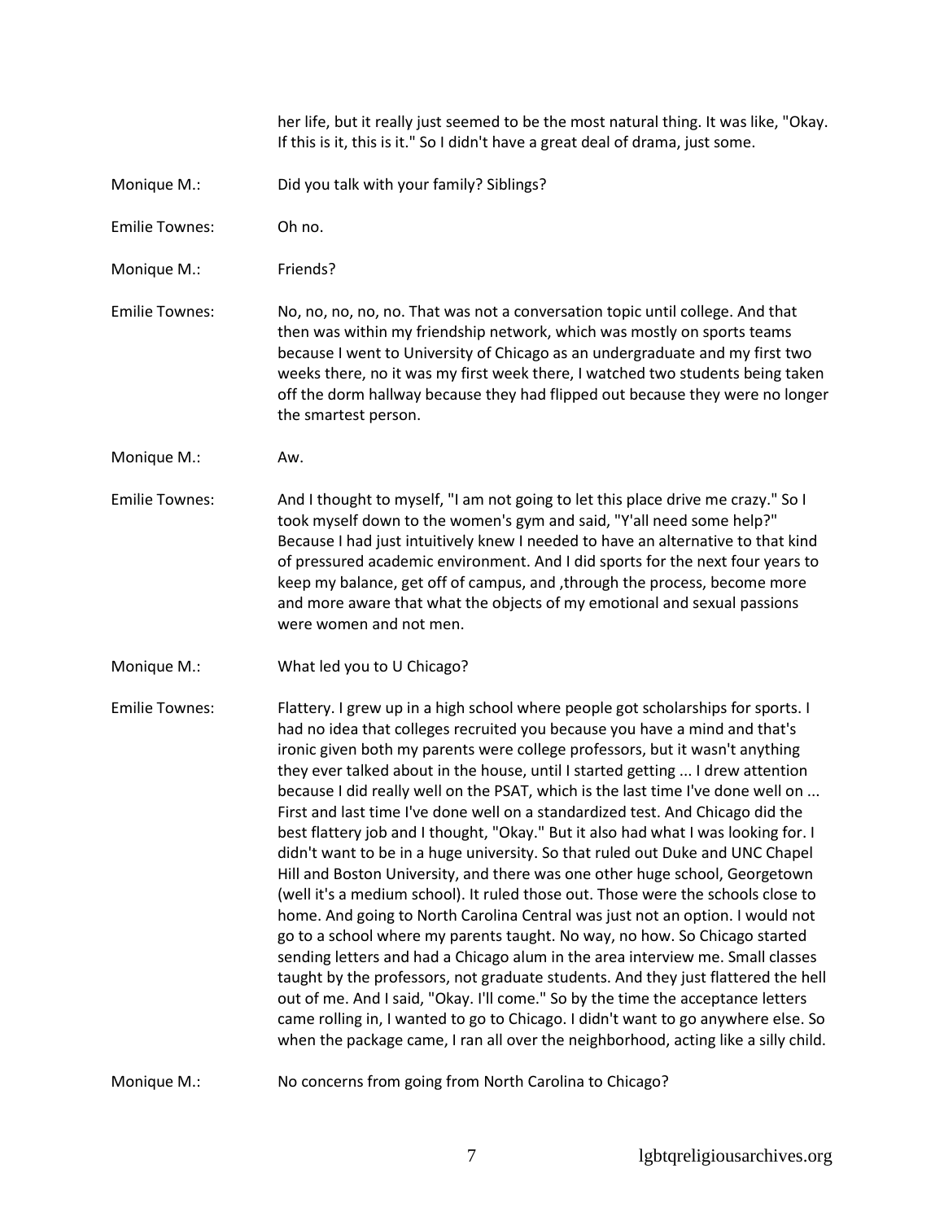her life, but it really just seemed to be the most natural thing. It was like, "Okay. If this is it, this is it." So I didn't have a great deal of drama, just some.

Monique M.: Did you talk with your family? Siblings?

Emilie Townes: Oh no.

Monique M.: Friends?

Emilie Townes: No, no, no, no, no. That was not a conversation topic until college. And that then was within my friendship network, which was mostly on sports teams because I went to University of Chicago as an undergraduate and my first two weeks there, no it was my first week there, I watched two students being taken off the dorm hallway because they had flipped out because they were no longer the smartest person.

Monique M.: Aw.

Emilie Townes: And I thought to myself, "I am not going to let this place drive me crazy." So I took myself down to the women's gym and said, "Y'all need some help?" Because I had just intuitively knew I needed to have an alternative to that kind of pressured academic environment. And I did sports for the next four years to keep my balance, get off of campus, and ,through the process, become more and more aware that what the objects of my emotional and sexual passions were women and not men.

Monique M.: What led you to U Chicago?

Emilie Townes: Flattery. I grew up in a high school where people got scholarships for sports. I had no idea that colleges recruited you because you have a mind and that's ironic given both my parents were college professors, but it wasn't anything they ever talked about in the house, until I started getting ... I drew attention because I did really well on the PSAT, which is the last time I've done well on ... First and last time I've done well on a standardized test. And Chicago did the best flattery job and I thought, "Okay." But it also had what I was looking for. I didn't want to be in a huge university. So that ruled out Duke and UNC Chapel Hill and Boston University, and there was one other huge school, Georgetown (well it's a medium school). It ruled those out. Those were the schools close to home. And going to North Carolina Central was just not an option. I would not go to a school where my parents taught. No way, no how. So Chicago started sending letters and had a Chicago alum in the area interview me. Small classes taught by the professors, not graduate students. And they just flattered the hell out of me. And I said, "Okay. I'll come." So by the time the acceptance letters came rolling in, I wanted to go to Chicago. I didn't want to go anywhere else. So when the package came, I ran all over the neighborhood, acting like a silly child.

Monique M.: No concerns from going from North Carolina to Chicago?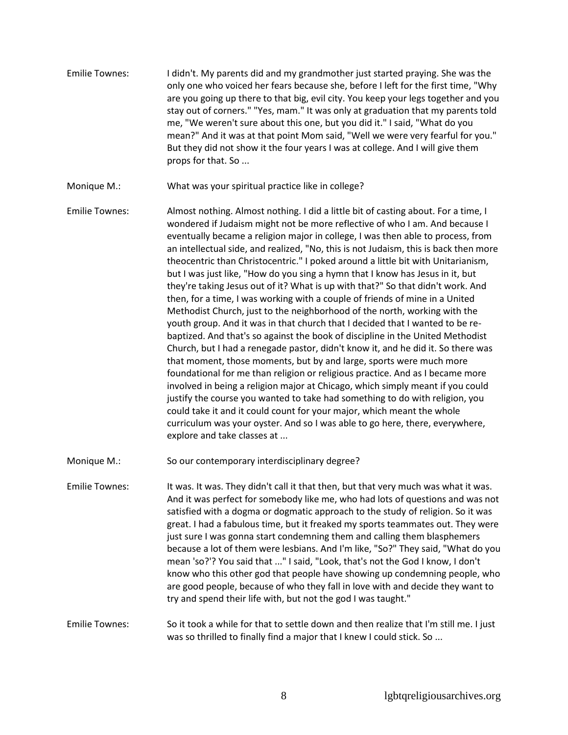Emilie Townes: I didn't. My parents did and my grandmother just started praying. She was the only one who voiced her fears because she, before I left for the first time, "Why are you going up there to that big, evil city. You keep your legs together and you stay out of corners." "Yes, mam." It was only at graduation that my parents told me, "We weren't sure about this one, but you did it." I said, "What do you mean?" And it was at that point Mom said, "Well we were very fearful for you." But they did not show it the four years I was at college. And I will give them props for that. So ...

Monique M.: What was your spiritual practice like in college?

Emilie Townes: Almost nothing. Almost nothing. I did a little bit of casting about. For a time, I wondered if Judaism might not be more reflective of who I am. And because I eventually became a religion major in college, I was then able to process, from an intellectual side, and realized, "No, this is not Judaism, this is back then more theocentric than Christocentric." I poked around a little bit with Unitarianism, but I was just like, "How do you sing a hymn that I know has Jesus in it, but they're taking Jesus out of it? What is up with that?" So that didn't work. And then, for a time, I was working with a couple of friends of mine in a United Methodist Church, just to the neighborhood of the north, working with the youth group. And it was in that church that I decided that I wanted to be re-baptized. And that's so against the book of discipline in the United Methodist Church, but I had a renegade pastor, didn't know it, and he did it. So there was that moment, those moments, but by and large, sports were much more foundational for me than religion or religious practice. And as I became more involved in being a religion major at Chicago, which simply meant if you could justify the course you wanted to take had something to do with religion, you could take it and it could count for your major, which meant the whole curriculum was your oyster. And so I was able to go here, there, everywhere, explore and take classes at ...

Monique M.: So our contemporary interdisciplinary degree?

Emilie Townes: It was. It was. They didn't call it that then, but that very much was what it was. And it was perfect for somebody like me, who had lots of questions and was not satisfied with a dogma or dogmatic approach to the study of religion. So it was great. I had a fabulous time, but it freaked my sports teammates out. They were just sure I was gonna start condemning them and calling them blasphemers because a lot of them were lesbians. And I'm like, "So?" They said, "What do you mean 'so?'? You said that ..." I said, "Look, that's not the God I know, I don't know who this other god that people have showing up condemning people, who are good people, because of who they fall in love with and decide they want to try and spend their life with, but not the god I was taught."

Emilie Townes: So it took a while for that to settle down and then realize that I'm still me. I just was so thrilled to finally find a major that I knew I could stick. So ...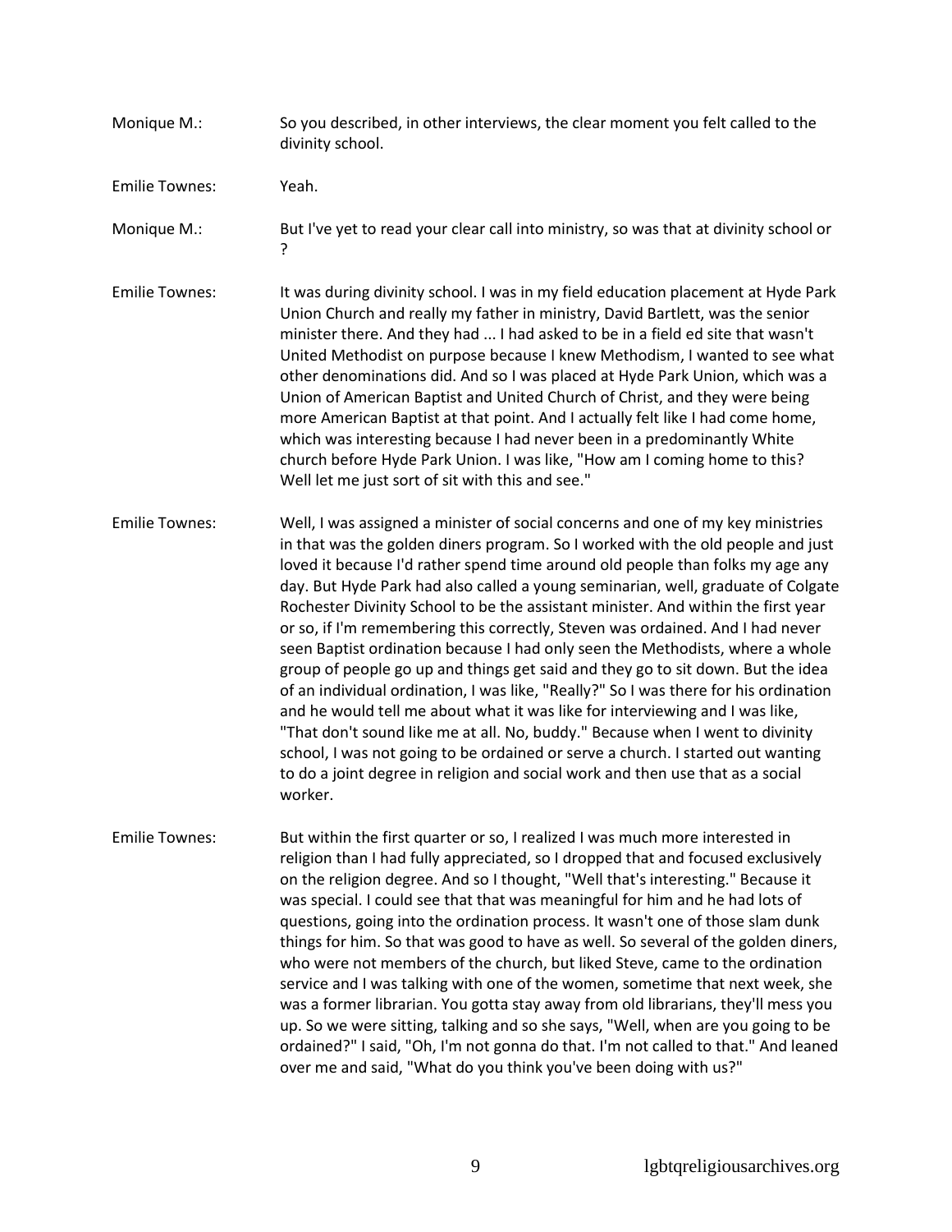Monique M.: So you described, in other interviews, the clear moment you felt called to the divinity school.

Emilie Townes: Yeah.

Monique M.: But I've yet to read your clear call into ministry, so was that at divinity school or ?

Emilie Townes: It was during divinity school. I was in my field education placement at Hyde Park Union Church and really my father in ministry, David Bartlett, was the senior minister there. And they had ... I had asked to be in a field ed site that wasn't United Methodist on purpose because I knew Methodism, I wanted to see what other denominations did. And so I was placed at Hyde Park Union, which was a Union of American Baptist and United Church of Christ, and they were being more American Baptist at that point. And I actually felt like I had come home, which was interesting because I had never been in a predominantly White church before Hyde Park Union. I was like, "How am I coming home to this? Well let me just sort of sit with this and see."

Emilie Townes: Well, I was assigned a minister of social concerns and one of my key ministries in that was the golden diners program. So I worked with the old people and just loved it because I'd rather spend time around old people than folks my age any day. But Hyde Park had also called a young seminarian, well, graduate of Colgate Rochester Divinity School to be the assistant minister. And within the first year or so, if I'm remembering this correctly, Steven was ordained. And I had never seen Baptist ordination because I had only seen the Methodists, where a whole group of people go up and things get said and they go to sit down. But the idea of an individual ordination, I was like, "Really?" So I was there for his ordination and he would tell me about what it was like for interviewing and I was like, "That don't sound like me at all. No, buddy." Because when I went to divinity school, I was not going to be ordained or serve a church. I started out wanting to do a joint degree in religion and social work and then use that as a social worker.

Emilie Townes: But within the first quarter or so, I realized I was much more interested in religion than I had fully appreciated, so I dropped that and focused exclusively on the religion degree. And so I thought, "Well that's interesting." Because it was special. I could see that that was meaningful for him and he had lots of questions, going into the ordination process. It wasn't one of those slam dunk things for him. So that was good to have as well. So several of the golden diners, who were not members of the church, but liked Steve, came to the ordination service and I was talking with one of the women, sometime that next week, she was a former librarian. You gotta stay away from old librarians, they'll mess you up. So we were sitting, talking and so she says, "Well, when are you going to be ordained?" I said, "Oh, I'm not gonna do that. I'm not called to that." And leaned over me and said, "What do you think you've been doing with us?"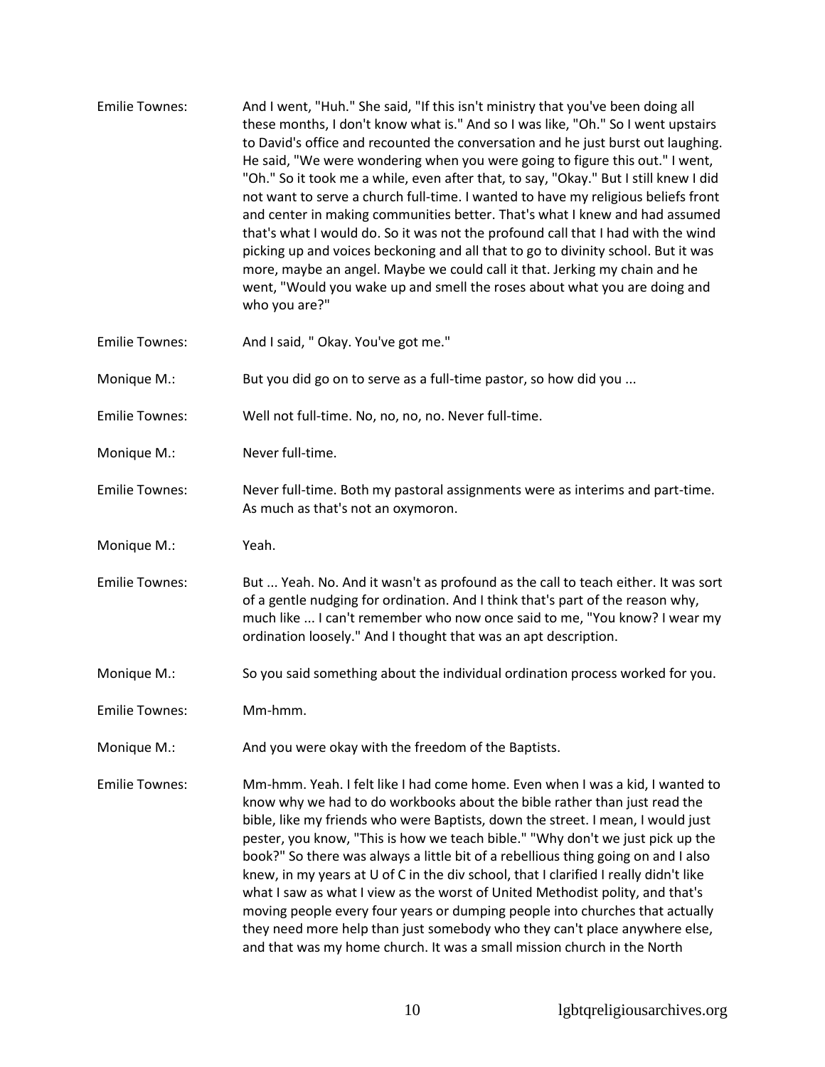Emilie Townes: And I went, "Huh." She said, "If this isn't ministry that you've been doing all these months, I don't know what is." And so I was like, "Oh." So I went upstairs to David's office and recounted the conversation and he just burst out laughing. He said, "We were wondering when you were going to figure this out." I went, "Oh." So it took me a while, even after that, to say, "Okay." But I still knew I did not want to serve a church full-time. I wanted to have my religious beliefs front and center in making communities better. That's what I knew and had assumed that's what I would do. So it was not the profound call that I had with the wind picking up and voices beckoning and all that to go to divinity school. But it was more, maybe an angel. Maybe we could call it that. Jerking my chain and he went, "Would you wake up and smell the roses about what you are doing and who you are?"

Emilie Townes: And I said, " Okay. You've got me."

Monique M.: But you did go on to serve as a full-time pastor, so how did you ...

Emilie Townes: Well not full-time. No, no, no, no. Never full-time.

Monique M.: Never full-time.

Emilie Townes: Never full-time. Both my pastoral assignments were as interims and part-time. As much as that's not an oxymoron.

Monique M.: Yeah.

Emilie Townes: But ... Yeah. No. And it wasn't as profound as the call to teach either. It was sort of a gentle nudging for ordination. And I think that's part of the reason why, much like ... I can't remember who now once said to me, "You know? I wear my ordination loosely." And I thought that was an apt description.

Monique M.: So you said something about the individual ordination process worked for you.

Emilie Townes: Mm-hmm.

Monique M.: And you were okay with the freedom of the Baptists.

Emilie Townes: Mm-hmm. Yeah. I felt like I had come home. Even when I was a kid, I wanted to know why we had to do workbooks about the bible rather than just read the bible, like my friends who were Baptists, down the street. I mean, I would just pester, you know, "This is how we teach bible." "Why don't we just pick up the book?" So there was always a little bit of a rebellious thing going on and I also knew, in my years at U of C in the div school, that I clarified I really didn't like what I saw as what I view as the worst of United Methodist polity, and that's moving people every four years or dumping people into churches that actually they need more help than just somebody who they can't place anywhere else, and that was my home church. It was a small mission church in the North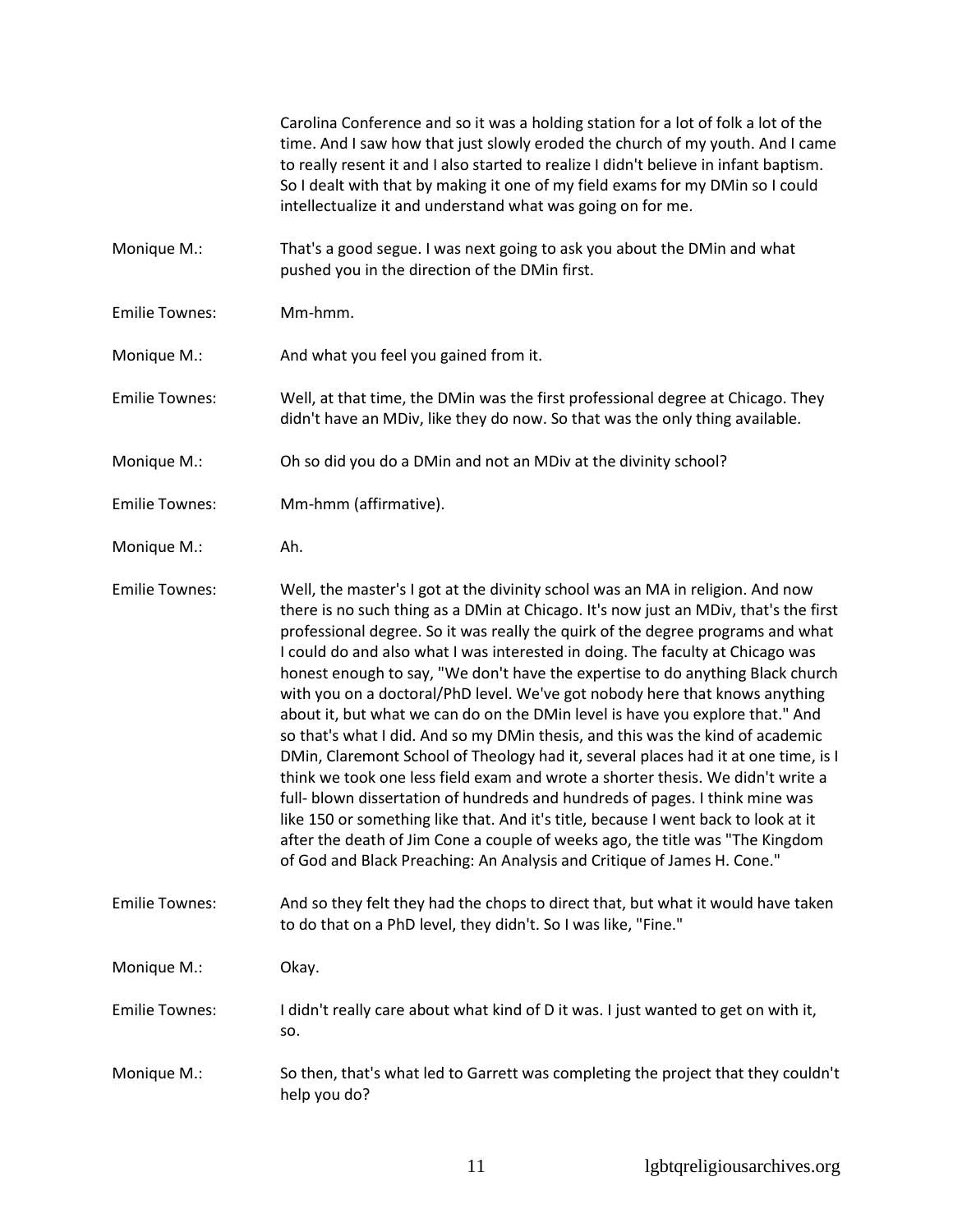Carolina Conference and so it was a holding station for a lot of folk a lot of the time. And I saw how that just slowly eroded the church of my youth. And I came to really resent it and I also started to realize I didn't believe in infant baptism. So I dealt with that by making it one of my field exams for my DMin so I could intellectualize it and understand what was going on for me.

Monique M.: That's a good segue. I was next going to ask you about the DMin and what pushed you in the direction of the DMin first.

Emilie Townes: Mm-hmm.

Monique M.: And what you feel you gained from it.

Emilie Townes: Well, at that time, the DMin was the first professional degree at Chicago. They didn't have an MDiv, like they do now. So that was the only thing available.

Monique M.: Oh so did you do a DMin and not an MDiv at the divinity school?

Emilie Townes: Mm-hmm (affirmative).

Monique M.: Ah.

Emilie Townes: Well, the master's I got at the divinity school was an MA in religion. And now there is no such thing as a DMin at Chicago. It's now just an MDiv, that's the first professional degree. So it was really the quirk of the degree programs and what I could do and also what I was interested in doing. The faculty at Chicago was honest enough to say, "We don't have the expertise to do anything Black church with you on a doctoral/PhD level. We've got nobody here that knows anything about it, but what we can do on the DMin level is have you explore that." And so that's what I did. And so my DMin thesis, and this was the kind of academic DMin, Claremont School of Theology had it, several places had it at one time, is I think we took one less field exam and wrote a shorter thesis. We didn't write a full- blown dissertation of hundreds and hundreds of pages. I think mine was like 150 or something like that. And it's title, because I went back to look at it after the death of Jim Cone a couple of weeks ago, the title was "The Kingdom of God and Black Preaching: An Analysis and Critique of James H. Cone."

Emilie Townes: And so they felt they had the chops to direct that, but what it would have taken to do that on a PhD level, they didn't. So I was like, "Fine."

Monique M.: Okay.

Emilie Townes: I didn't really care about what kind of D it was. I just wanted to get on with it, so.

Monique M.: So then, that's what led to Garrett was completing the project that they couldn't help you do?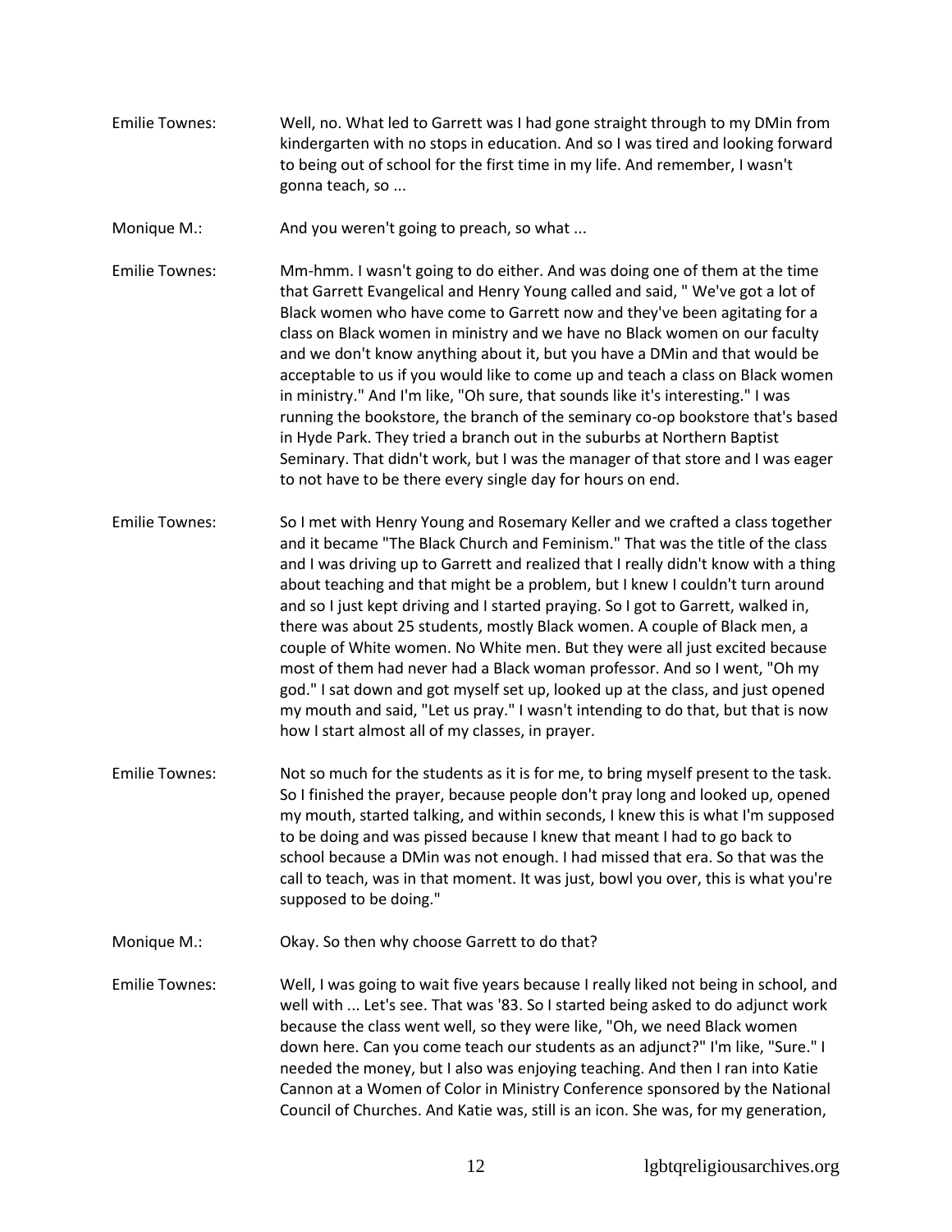Emilie Townes: Well, no. What led to Garrett was I had gone straight through to my DMin from kindergarten with no stops in education. And so I was tired and looking forward to being out of school for the first time in my life. And remember, I wasn't gonna teach, so ...

Monique M.: And you weren't going to preach, so what ...

Emilie Townes: Mm-hmm. I wasn't going to do either. And was doing one of them at the time that Garrett Evangelical and Henry Young called and said, " We've got a lot of Black women who have come to Garrett now and they've been agitating for a class on Black women in ministry and we have no Black women on our faculty and we don't know anything about it, but you have a DMin and that would be acceptable to us if you would like to come up and teach a class on Black women in ministry." And I'm like, "Oh sure, that sounds like it's interesting." I was running the bookstore, the branch of the seminary co-op bookstore that's based in Hyde Park. They tried a branch out in the suburbs at Northern Baptist Seminary. That didn't work, but I was the manager of that store and I was eager to not have to be there every single day for hours on end.

Emilie Townes: So I met with Henry Young and Rosemary Keller and we crafted a class together and it became "The Black Church and Feminism." That was the title of the class and I was driving up to Garrett and realized that I really didn't know with a thing about teaching and that might be a problem, but I knew I couldn't turn around and so I just kept driving and I started praying. So I got to Garrett, walked in, there was about 25 students, mostly Black women. A couple of Black men, a couple of White women. No White men. But they were all just excited because most of them had never had a Black woman professor. And so I went, "Oh my god." I sat down and got myself set up, looked up at the class, and just opened my mouth and said, "Let us pray." I wasn't intending to do that, but that is now how I start almost all of my classes, in prayer.

Emilie Townes: Not so much for the students as it is for me, to bring myself present to the task. So I finished the prayer, because people don't pray long and looked up, opened my mouth, started talking, and within seconds, I knew this is what I'm supposed to be doing and was pissed because I knew that meant I had to go back to school because a DMin was not enough. I had missed that era. So that was the call to teach, was in that moment. It was just, bowl you over, this is what you're supposed to be doing."

Monique M.: Okay. So then why choose Garrett to do that?

Emilie Townes: Well, I was going to wait five years because I really liked not being in school, and well with ... Let's see. That was '83. So I started being asked to do adjunct work because the class went well, so they were like, "Oh, we need Black women down here. Can you come teach our students as an adjunct?" I'm like, "Sure." I needed the money, but I also was enjoying teaching. And then I ran into Katie Cannon at a Women of Color in Ministry Conference sponsored by the National Council of Churches. And Katie was, still is an icon. She was, for my generation,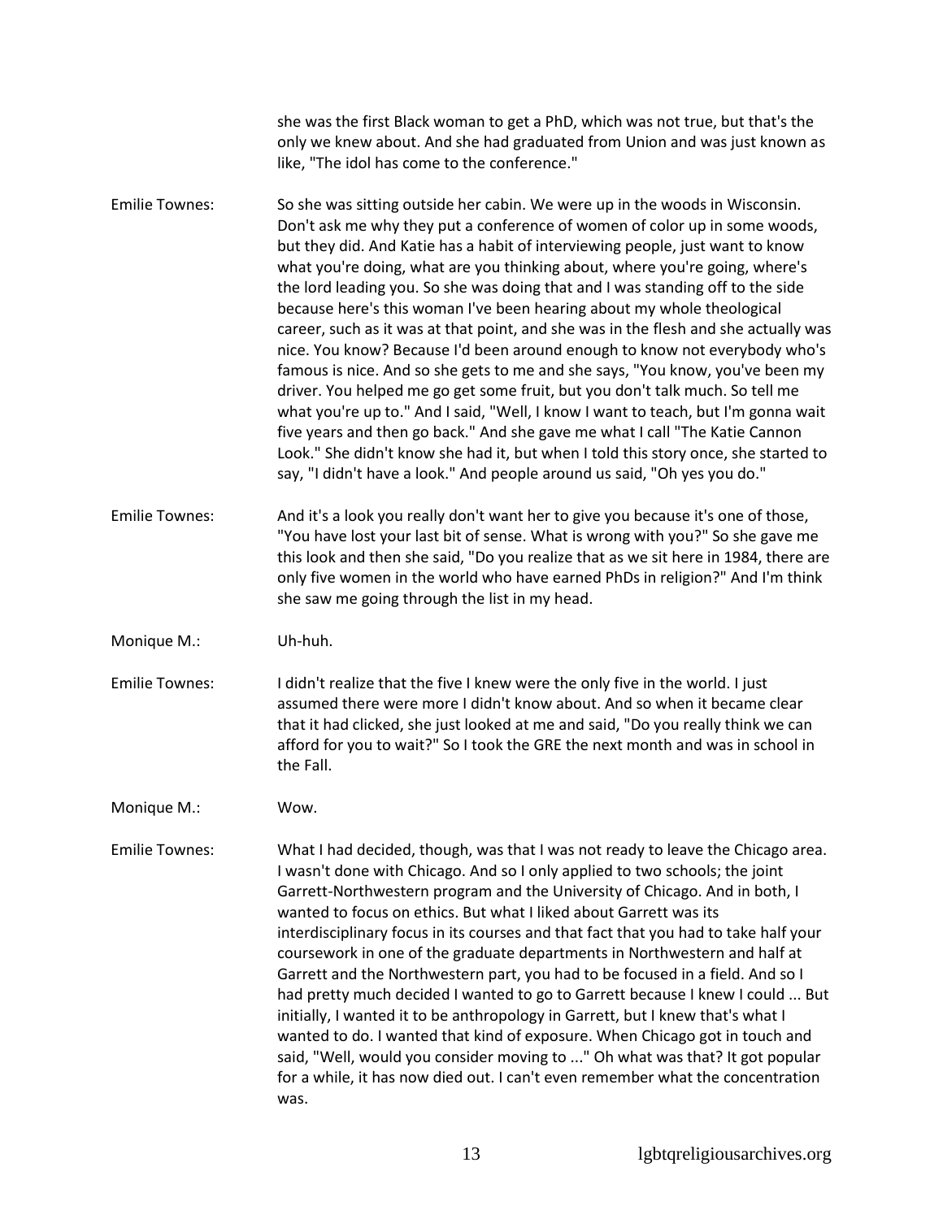she was the first Black woman to get a PhD, which was not true, but that's the only we knew about. And she had graduated from Union and was just known as like, "The idol has come to the conference."

Emilie Townes: So she was sitting outside her cabin. We were up in the woods in Wisconsin. Don't ask me why they put a conference of women of color up in some woods, but they did. And Katie has a habit of interviewing people, just want to know what you're doing, what are you thinking about, where you're going, where's the lord leading you. So she was doing that and I was standing off to the side because here's this woman I've been hearing about my whole theological career, such as it was at that point, and she was in the flesh and she actually was nice. You know? Because I'd been around enough to know not everybody who's famous is nice. And so she gets to me and she says, "You know, you've been my driver. You helped me go get some fruit, but you don't talk much. So tell me what you're up to." And I said, "Well, I know I want to teach, but I'm gonna wait five years and then go back." And she gave me what I call "The Katie Cannon Look." She didn't know she had it, but when I told this story once, she started to say, "I didn't have a look." And people around us said, "Oh yes you do."

Emilie Townes: And it's a look you really don't want her to give you because it's one of those, "You have lost your last bit of sense. What is wrong with you?" So she gave me this look and then she said, "Do you realize that as we sit here in 1984, there are only five women in the world who have earned PhDs in religion?" And I'm think she saw me going through the list in my head.

Monique M.: Uh-huh.

Emilie Townes: I didn't realize that the five I knew were the only five in the world. I just assumed there were more I didn't know about. And so when it became clear that it had clicked, she just looked at me and said, "Do you really think we can afford for you to wait?" So I took the GRE the next month and was in school in the Fall.

Monique M.: Wow.

Emilie Townes: What I had decided, though, was that I was not ready to leave the Chicago area. I wasn't done with Chicago. And so I only applied to two schools; the joint Garrett-Northwestern program and the University of Chicago. And in both, I wanted to focus on ethics. But what I liked about Garrett was its interdisciplinary focus in its courses and that fact that you had to take half your coursework in one of the graduate departments in Northwestern and half at Garrett and the Northwestern part, you had to be focused in a field. And so I had pretty much decided I wanted to go to Garrett because I knew I could ... But initially, I wanted it to be anthropology in Garrett, but I knew that's what I wanted to do. I wanted that kind of exposure. When Chicago got in touch and said, "Well, would you consider moving to ..." Oh what was that? It got popular for a while, it has now died out. I can't even remember what the concentration was.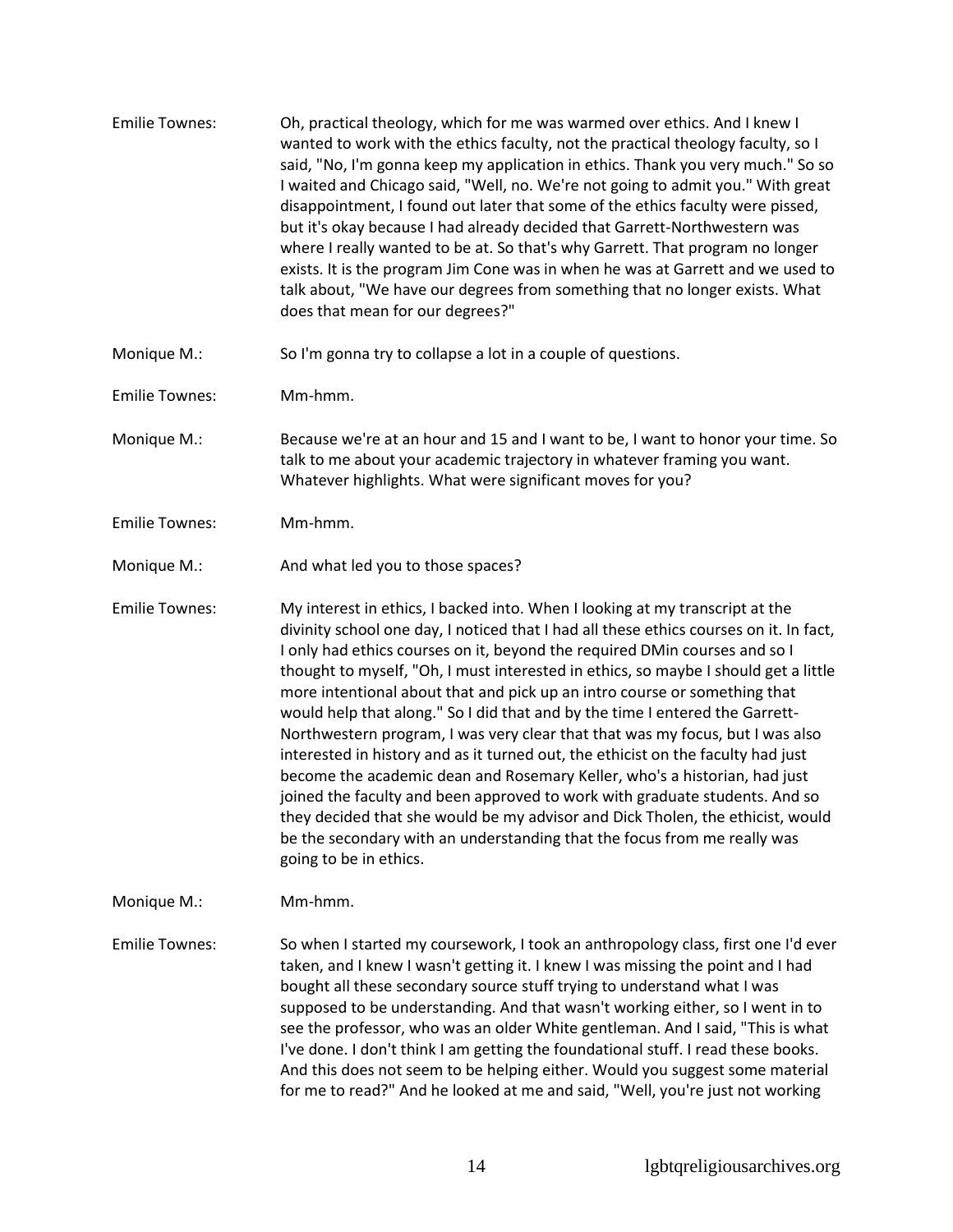Emilie Townes: Oh, practical theology, which for me was warmed over ethics. And I knew I wanted to work with the ethics faculty, not the practical theology faculty, so I said, "No, I'm gonna keep my application in ethics. Thank you very much." So so I waited and Chicago said, "Well, no. We're not going to admit you." With great disappointment, I found out later that some of the ethics faculty were pissed, but it's okay because I had already decided that Garrett-Northwestern was where I really wanted to be at. So that's why Garrett. That program no longer exists. It is the program Jim Cone was in when he was at Garrett and we used to talk about, "We have our degrees from something that no longer exists. What does that mean for our degrees?"

Monique M.: So I'm gonna try to collapse a lot in a couple of questions.

Emilie Townes: Mm-hmm.

Monique M.: Because we're at an hour and 15 and I want to be, I want to honor your time. So talk to me about your academic trajectory in whatever framing you want. Whatever highlights. What were significant moves for you?

Emilie Townes: Mm-hmm.

Monique M.: And what led you to those spaces?

Emilie Townes: My interest in ethics, I backed into. When I looking at my transcript at the divinity school one day, I noticed that I had all these ethics courses on it. In fact, I only had ethics courses on it, beyond the required DMin courses and so I thought to myself, "Oh, I must interested in ethics, so maybe I should get a little more intentional about that and pick up an intro course or something that would help that along." So I did that and by the time I entered the Garrett-Northwestern program, I was very clear that that was my focus, but I was also interested in history and as it turned out, the ethicist on the faculty had just become the academic dean and Rosemary Keller, who's a historian, had just joined the faculty and been approved to work with graduate students. And so they decided that she would be my advisor and Dick Tholen, the ethicist, would be the secondary with an understanding that the focus from me really was going to be in ethics.

Monique M.: Mm-hmm.

Emilie Townes: So when I started my coursework, I took an anthropology class, first one I'd ever taken, and I knew I wasn't getting it. I knew I was missing the point and I had bought all these secondary source stuff trying to understand what I was supposed to be understanding. And that wasn't working either, so I went in to see the professor, who was an older White gentleman. And I said, "This is what I've done. I don't think I am getting the foundational stuff. I read these books. And this does not seem to be helping either. Would you suggest some material for me to read?" And he looked at me and said, "Well, you're just not working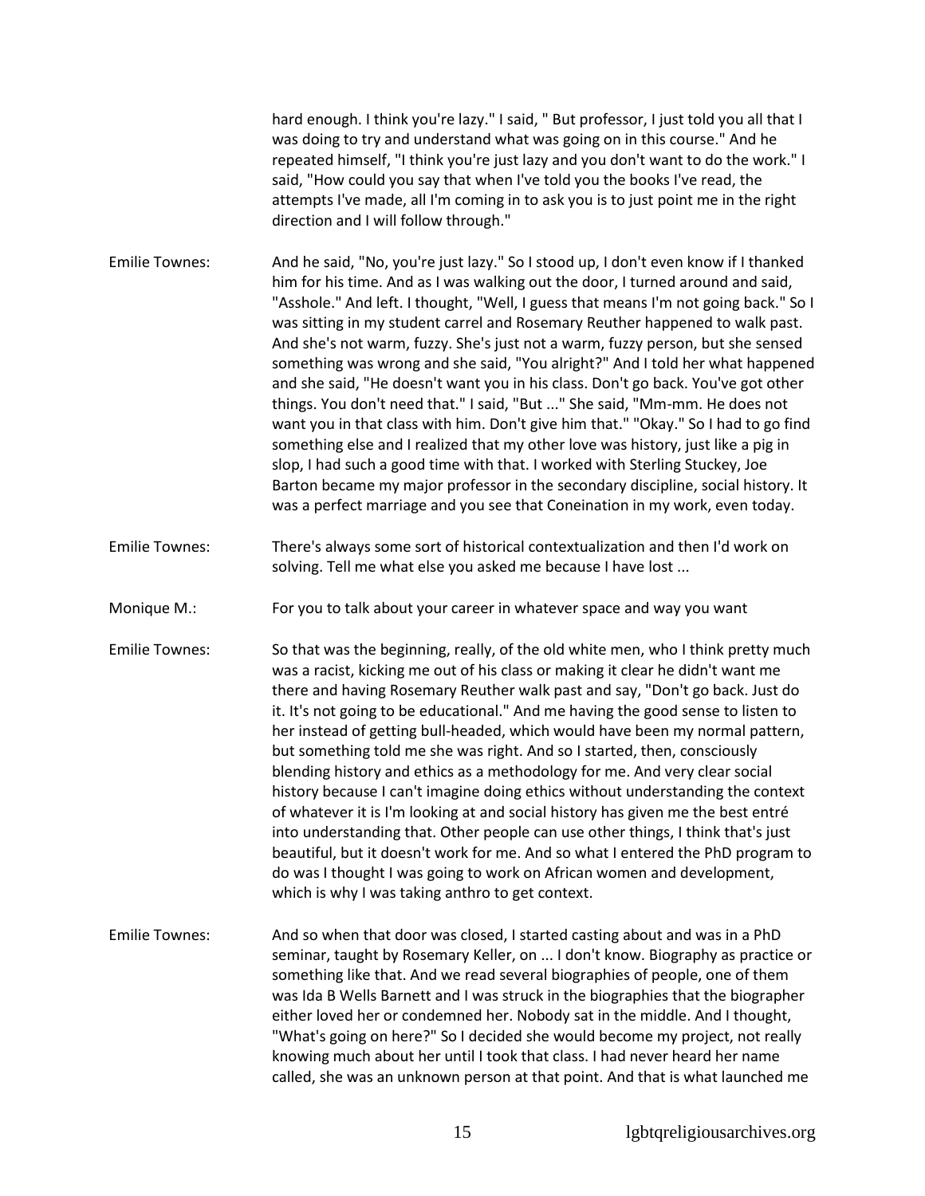hard enough. I think you're lazy." I said, " But professor, I just told you all that I was doing to try and understand what was going on in this course." And he repeated himself, "I think you're just lazy and you don't want to do the work." I said, "How could you say that when I've told you the books I've read, the attempts I've made, all I'm coming in to ask you is to just point me in the right direction and I will follow through."

Emilie Townes: And he said, "No, you're just lazy." So I stood up, I don't even know if I thanked him for his time. And as I was walking out the door, I turned around and said, "Asshole." And left. I thought, "Well, I guess that means I'm not going back." So I was sitting in my student carrel and Rosemary Reuther happened to walk past. And she's not warm, fuzzy. She's just not a warm, fuzzy person, but she sensed something was wrong and she said, "You alright?" And I told her what happened and she said, "He doesn't want you in his class. Don't go back. You've got other things. You don't need that." I said, "But ..." She said, "Mm-mm. He does not want you in that class with him. Don't give him that." "Okay." So I had to go find something else and I realized that my other love was history, just like a pig in slop, I had such a good time with that. I worked with Sterling Stuckey, Joe Barton became my major professor in the secondary discipline, social history. It was a perfect marriage and you see that Coneination in my work, even today.

Emilie Townes: There's always some sort of historical contextualization and then I'd work on solving. Tell me what else you asked me because I have lost ...

Monique M.: For you to talk about your career in whatever space and way you want

Emilie Townes: So that was the beginning, really, of the old white men, who I think pretty much was a racist, kicking me out of his class or making it clear he didn't want me there and having Rosemary Reuther walk past and say, "Don't go back. Just do it. It's not going to be educational." And me having the good sense to listen to her instead of getting bull-headed, which would have been my normal pattern, but something told me she was right. And so I started, then, consciously blending history and ethics as a methodology for me. And very clear social history because I can't imagine doing ethics without understanding the context of whatever it is I'm looking at and social history has given me the best entré into understanding that. Other people can use other things, I think that's just beautiful, but it doesn't work for me. And so what I entered the PhD program to do was I thought I was going to work on African women and development, which is why I was taking anthro to get context.

Emilie Townes: And so when that door was closed, I started casting about and was in a PhD seminar, taught by Rosemary Keller, on ... I don't know. Biography as practice or something like that. And we read several biographies of people, one of them was Ida B Wells Barnett and I was struck in the biographies that the biographer either loved her or condemned her. Nobody sat in the middle. And I thought, "What's going on here?" So I decided she would become my project, not really knowing much about her until I took that class. I had never heard her name called, she was an unknown person at that point. And that is what launched me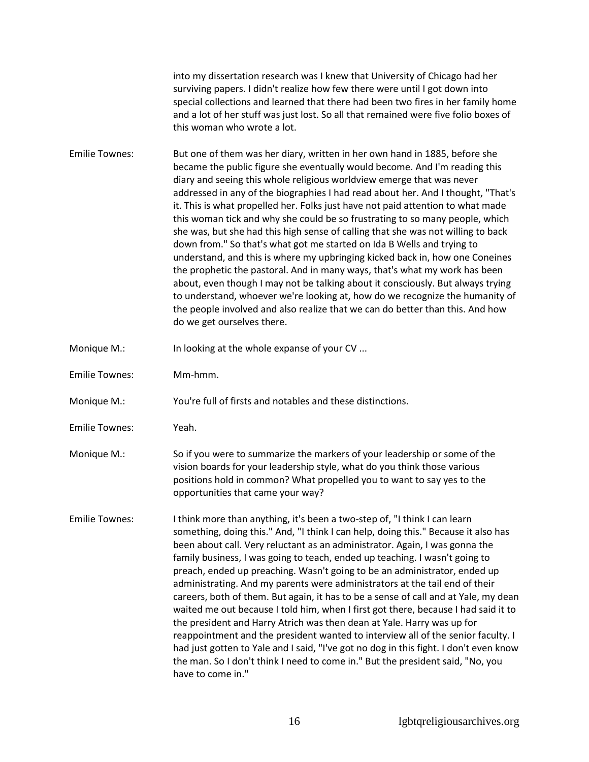into my dissertation research was I knew that University of Chicago had her surviving papers. I didn't realize how few there were until I got down into special collections and learned that there had been two fires in her family home and a lot of her stuff was just lost. So all that remained were five folio boxes of this woman who wrote a lot.

Emilie Townes: But one of them was her diary, written in her own hand in 1885, before she became the public figure she eventually would become. And I'm reading this diary and seeing this whole religious worldview emerge that was never addressed in any of the biographies I had read about her. And I thought, "That's it. This is what propelled her. Folks just have not paid attention to what made this woman tick and why she could be so frustrating to so many people, which she was, but she had this high sense of calling that she was not willing to back down from." So that's what got me started on Ida B Wells and trying to understand, and this is where my upbringing kicked back in, how one Coneines the prophetic the pastoral. And in many ways, that's what my work has been about, even though I may not be talking about it consciously. But always trying to understand, whoever we're looking at, how do we recognize the humanity of the people involved and also realize that we can do better than this. And how do we get ourselves there.

Monique M.: In looking at the whole expanse of your CV ...

Emilie Townes: Mm-hmm.

Monique M.: You're full of firsts and notables and these distinctions.

Emilie Townes: Yeah.

Monique M.: So if you were to summarize the markers of your leadership or some of the vision boards for your leadership style, what do you think those various positions hold in common? What propelled you to want to say yes to the opportunities that came your way?

Emilie Townes: I think more than anything, it's been a two-step of, "I think I can learn something, doing this." And, "I think I can help, doing this." Because it also has been about call. Very reluctant as an administrator. Again, I was gonna the family business, I was going to teach, ended up teaching. I wasn't going to preach, ended up preaching. Wasn't going to be an administrator, ended up administrating. And my parents were administrators at the tail end of their careers, both of them. But again, it has to be a sense of call and at Yale, my dean waited me out because I told him, when I first got there, because I had said it to the president and Harry Atrich was then dean at Yale. Harry was up for reappointment and the president wanted to interview all of the senior faculty. I had just gotten to Yale and I said, "I've got no dog in this fight. I don't even know the man. So I don't think I need to come in." But the president said, "No, you have to come in."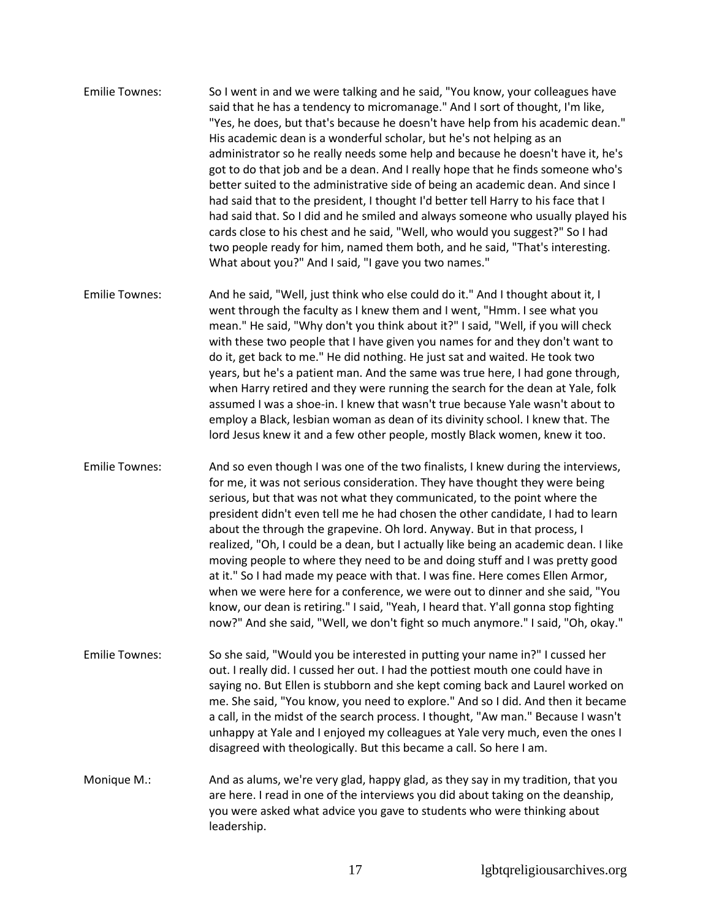Emilie Townes: So I went in and we were talking and he said, "You know, your colleagues have said that he has a tendency to micromanage." And I sort of thought, I'm like, "Yes, he does, but that's because he doesn't have help from his academic dean." His academic dean is a wonderful scholar, but he's not helping as an administrator so he really needs some help and because he doesn't have it, he's got to do that job and be a dean. And I really hope that he finds someone who's better suited to the administrative side of being an academic dean. And since I had said that to the president, I thought I'd better tell Harry to his face that I had said that. So I did and he smiled and always someone who usually played his cards close to his chest and he said, "Well, who would you suggest?" So I had two people ready for him, named them both, and he said, "That's interesting. What about you?" And I said, "I gave you two names."

Emilie Townes: And he said, "Well, just think who else could do it." And I thought about it, I went through the faculty as I knew them and I went, "Hmm. I see what you mean." He said, "Why don't you think about it?" I said, "Well, if you will check with these two people that I have given you names for and they don't want to do it, get back to me." He did nothing. He just sat and waited. He took two years, but he's a patient man. And the same was true here, I had gone through, when Harry retired and they were running the search for the dean at Yale, folk assumed I was a shoe-in. I knew that wasn't true because Yale wasn't about to employ a Black, lesbian woman as dean of its divinity school. I knew that. The lord Jesus knew it and a few other people, mostly Black women, knew it too.

Emilie Townes: And so even though I was one of the two finalists, I knew during the interviews, for me, it was not serious consideration. They have thought they were being serious, but that was not what they communicated, to the point where the president didn't even tell me he had chosen the other candidate, I had to learn about the through the grapevine. Oh lord. Anyway. But in that process, I realized, "Oh, I could be a dean, but I actually like being an academic dean. I like moving people to where they need to be and doing stuff and I was pretty good at it." So I had made my peace with that. I was fine. Here comes Ellen Armor, when we were here for a conference, we were out to dinner and she said, "You know, our dean is retiring." I said, "Yeah, I heard that. Y'all gonna stop fighting now?" And she said, "Well, we don't fight so much anymore." I said, "Oh, okay."

Emilie Townes: So she said, "Would you be interested in putting your name in?" I cussed her out. I really did. I cussed her out. I had the pottiest mouth one could have in saying no. But Ellen is stubborn and she kept coming back and Laurel worked on me. She said, "You know, you need to explore." And so I did. And then it became a call, in the midst of the search process. I thought, "Aw man." Because I wasn't unhappy at Yale and I enjoyed my colleagues at Yale very much, even the ones I disagreed with theologically. But this became a call. So here I am.

Monique M.: And as alums, we're very glad, happy glad, as they say in my tradition, that you are here. I read in one of the interviews you did about taking on the deanship, you were asked what advice you gave to students who were thinking about leadership.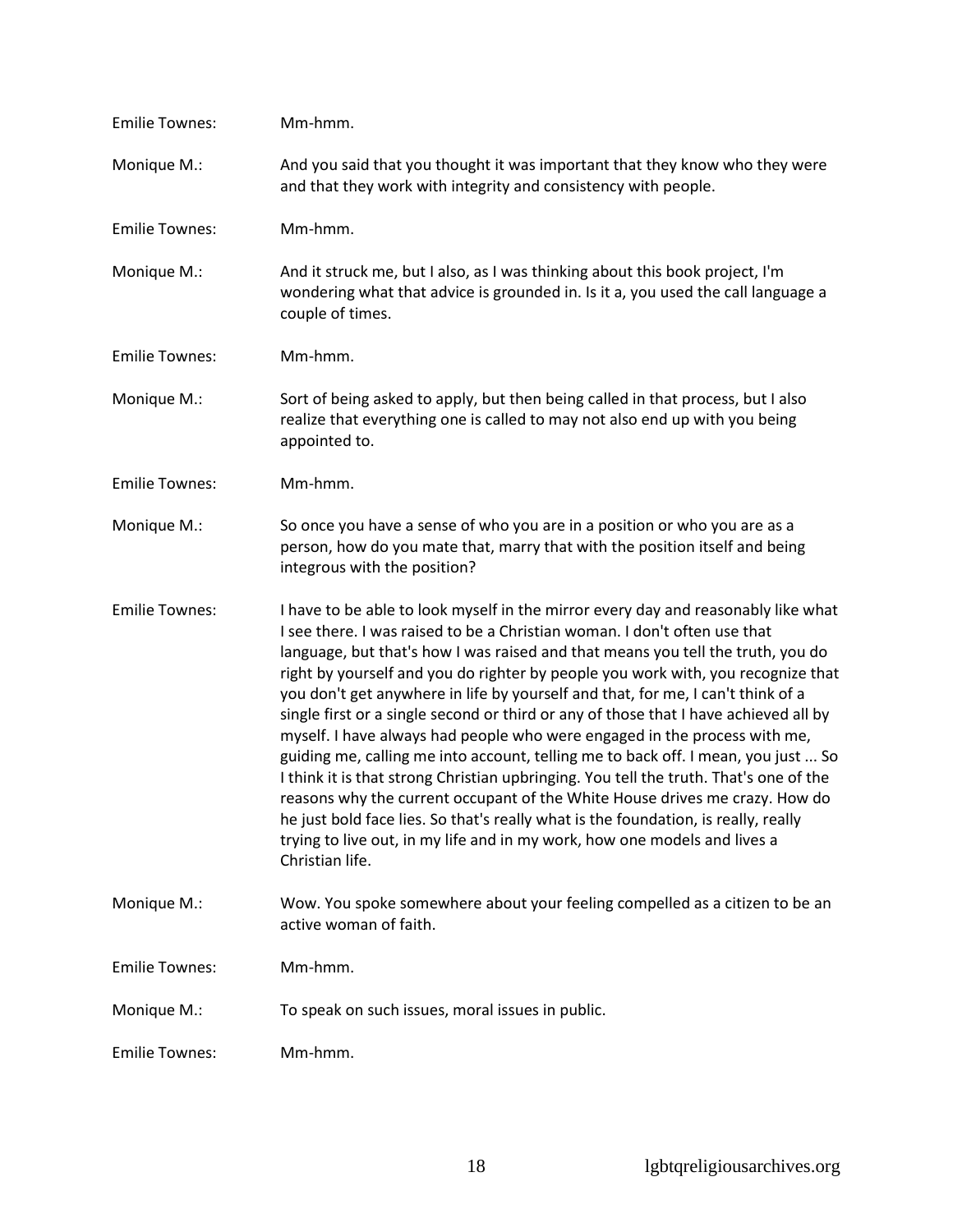Emilie Townes: Mm-hmm.

Monique M.: And you said that you thought it was important that they know who they were and that they work with integrity and consistency with people.

Emilie Townes: Mm-hmm.

Monique M.: And it struck me, but I also, as I was thinking about this book project, I'm wondering what that advice is grounded in. Is it a, you used the call language a couple of times.

Emilie Townes: Mm-hmm.

Monique M.: Sort of being asked to apply, but then being called in that process, but I also realize that everything one is called to may not also end up with you being appointed to.

Emilie Townes: Mm-hmm.

Monique M.: So once you have a sense of who you are in a position or who you are as a person, how do you mate that, marry that with the position itself and being integrous with the position?

Emilie Townes: I have to be able to look myself in the mirror every day and reasonably like what I see there. I was raised to be a Christian woman. I don't often use that language, but that's how I was raised and that means you tell the truth, you do right by yourself and you do righter by people you work with, you recognize that you don't get anywhere in life by yourself and that, for me, I can't think of a single first or a single second or third or any of those that I have achieved all by myself. I have always had people who were engaged in the process with me, guiding me, calling me into account, telling me to back off. I mean, you just ... So I think it is that strong Christian upbringing. You tell the truth. That's one of the reasons why the current occupant of the White House drives me crazy. How do he just bold face lies. So that's really what is the foundation, is really, really trying to live out, in my life and in my work, how one models and lives a Christian life.

Monique M.: Wow. You spoke somewhere about your feeling compelled as a citizen to be an active woman of faith.

Emilie Townes: Mm-hmm.

Monique M.: To speak on such issues, moral issues in public.

Emilie Townes: Mm-hmm.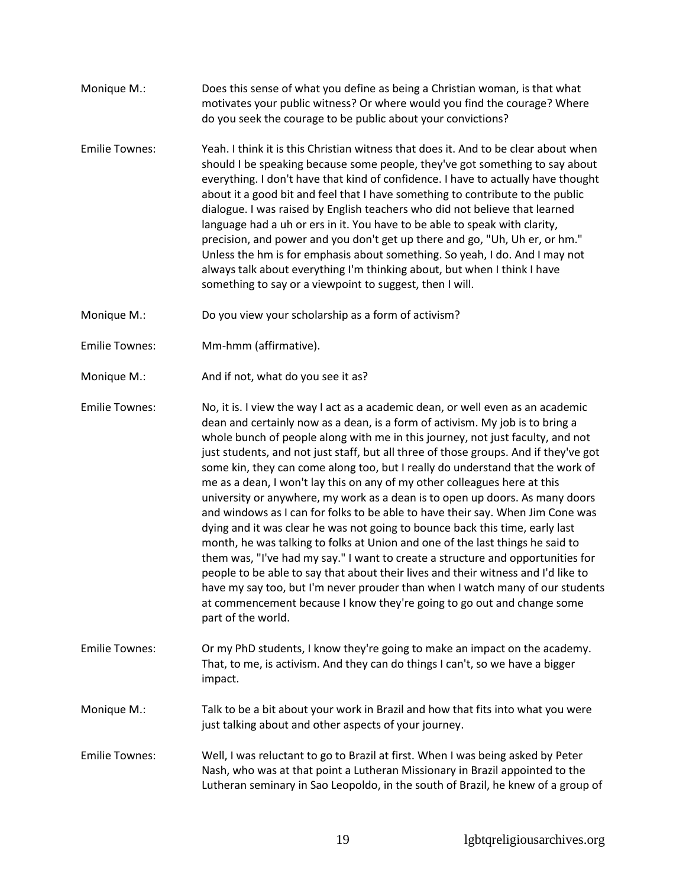Monique M.: Does this sense of what you define as being a Christian woman, is that what motivates your public witness? Or where would you find the courage? Where do you seek the courage to be public about your convictions?

Emilie Townes: Yeah. I think it is this Christian witness that does it. And to be clear about when should I be speaking because some people, they've got something to say about everything. I don't have that kind of confidence. I have to actually have thought about it a good bit and feel that I have something to contribute to the public dialogue. I was raised by English teachers who did not believe that learned language had a uh or ers in it. You have to be able to speak with clarity, precision, and power and you don't get up there and go, "Uh, Uh er, or hm." Unless the hm is for emphasis about something. So yeah, I do. And I may not always talk about everything I'm thinking about, but when I think I have something to say or a viewpoint to suggest, then I will.

Monique M.: Do you view your scholarship as a form of activism?

Emilie Townes: Mm-hmm (affirmative).

Monique M.: And if not, what do you see it as?

Emilie Townes: No, it is. I view the way I act as a academic dean, or well even as an academic dean and certainly now as a dean, is a form of activism. My job is to bring a whole bunch of people along with me in this journey, not just faculty, and not just students, and not just staff, but all three of those groups. And if they've got some kin, they can come along too, but I really do understand that the work of me as a dean, I won't lay this on any of my other colleagues here at this university or anywhere, my work as a dean is to open up doors. As many doors and windows as I can for folks to be able to have their say. When Jim Cone was dying and it was clear he was not going to bounce back this time, early last month, he was talking to folks at Union and one of the last things he said to them was, "I've had my say." I want to create a structure and opportunities for people to be able to say that about their lives and their witness and I'd like to have my say too, but I'm never prouder than when I watch many of our students at commencement because I know they're going to go out and change some part of the world.

Emilie Townes: Or my PhD students, I know they're going to make an impact on the academy. That, to me, is activism. And they can do things I can't, so we have a bigger impact.

Monique M.: Talk to be a bit about your work in Brazil and how that fits into what you were just talking about and other aspects of your journey.

Emilie Townes: Well, I was reluctant to go to Brazil at first. When I was being asked by Peter Nash, who was at that point a Lutheran Missionary in Brazil appointed to the Lutheran seminary in Sao Leopoldo, in the south of Brazil, he knew of a group of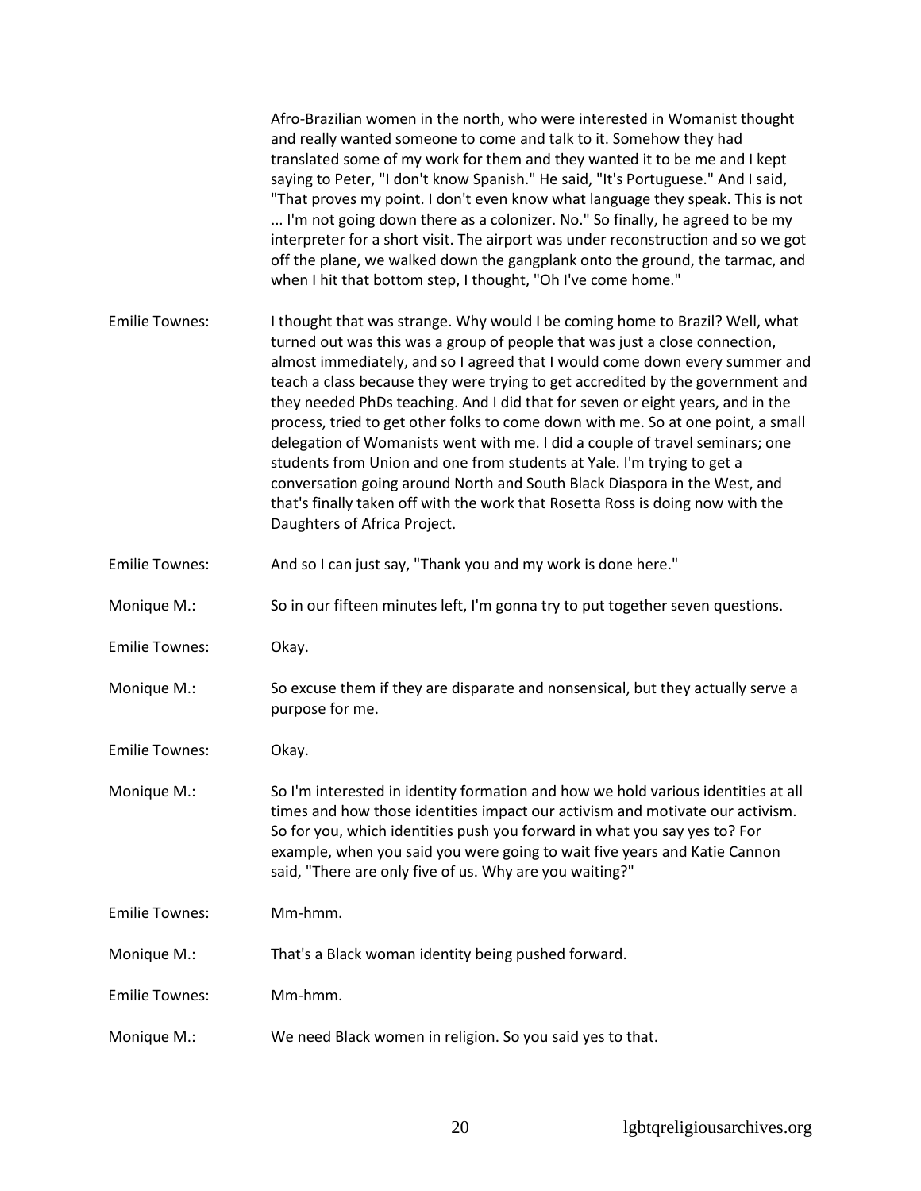Afro-Brazilian women in the north, who were interested in Womanist thought and really wanted someone to come and talk to it. Somehow they had translated some of my work for them and they wanted it to be me and I kept saying to Peter, "I don't know Spanish." He said, "It's Portuguese." And I said, "That proves my point. I don't even know what language they speak. This is not ... I'm not going down there as a colonizer. No." So finally, he agreed to be my interpreter for a short visit. The airport was under reconstruction and so we got off the plane, we walked down the gangplank onto the ground, the tarmac, and when I hit that bottom step, I thought, "Oh I've come home."

Emilie Townes: I thought that was strange. Why would I be coming home to Brazil? Well, what turned out was this was a group of people that was just a close connection, almost immediately, and so I agreed that I would come down every summer and teach a class because they were trying to get accredited by the government and they needed PhDs teaching. And I did that for seven or eight years, and in the process, tried to get other folks to come down with me. So at one point, a small delegation of Womanists went with me. I did a couple of travel seminars; one students from Union and one from students at Yale. I'm trying to get a conversation going around North and South Black Diaspora in the West, and that's finally taken off with the work that Rosetta Ross is doing now with the Daughters of Africa Project.

Emilie Townes: And so I can just say, "Thank you and my work is done here."

Monique M.: So in our fifteen minutes left, I'm gonna try to put together seven questions.

Emilie Townes: Okay.

Monique M.: So excuse them if they are disparate and nonsensical, but they actually serve a purpose for me.

Emilie Townes: Okay.

Monique M.: So I'm interested in identity formation and how we hold various identities at all times and how those identities impact our activism and motivate our activism. So for you, which identities push you forward in what you say yes to? For example, when you said you were going to wait five years and Katie Cannon said, "There are only five of us. Why are you waiting?"

Emilie Townes: Mm-hmm.

Monique M.: That's a Black woman identity being pushed forward.

Emilie Townes: Mm-hmm.

Monique M.: We need Black women in religion. So you said yes to that.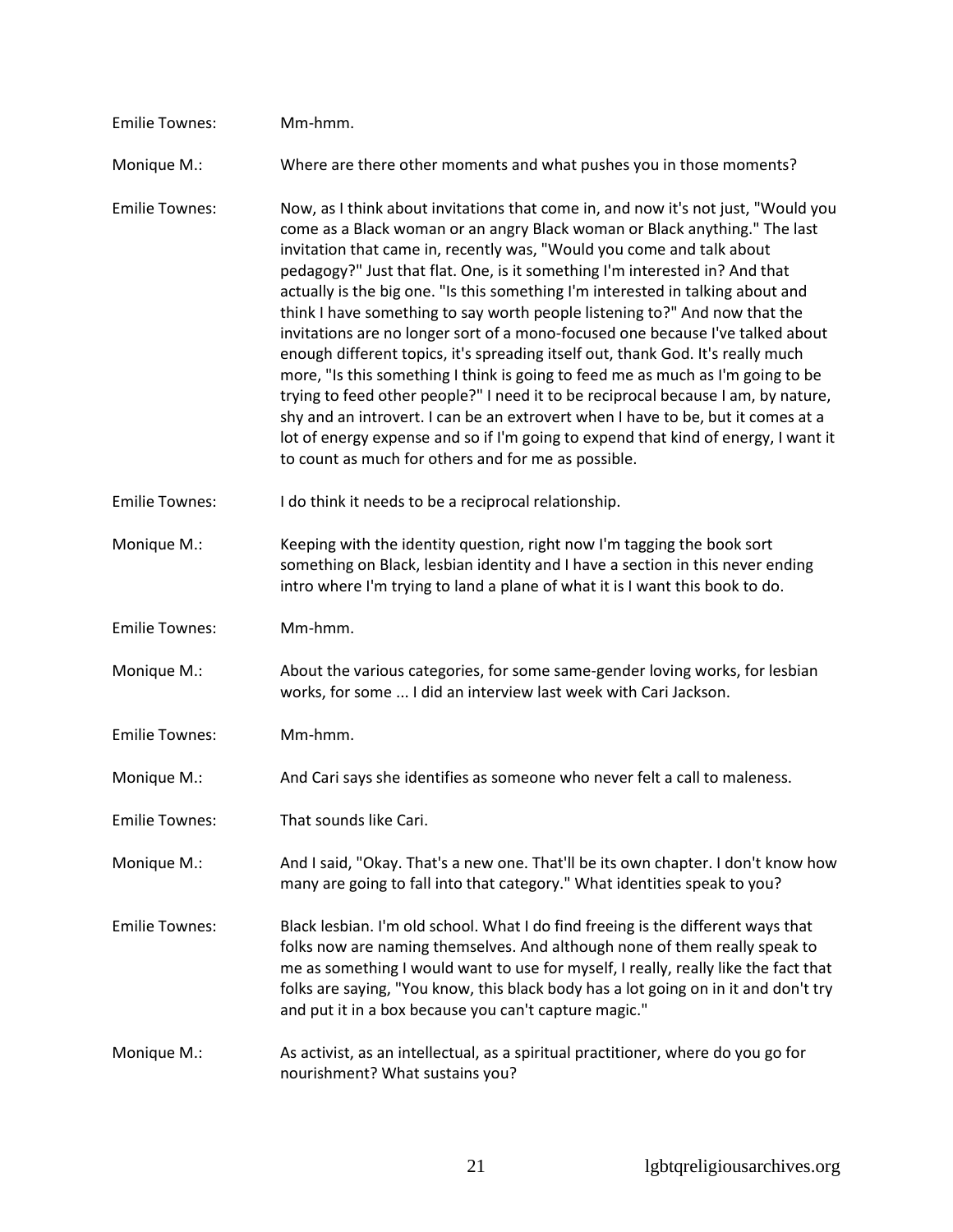Emilie Townes: Mm-hmm.

Monique M.: Where are there other moments and what pushes you in those moments?

Emilie Townes: Now, as I think about invitations that come in, and now it's not just, "Would you come as a Black woman or an angry Black woman or Black anything." The last invitation that came in, recently was, "Would you come and talk about pedagogy?" Just that flat. One, is it something I'm interested in? And that actually is the big one. "Is this something I'm interested in talking about and think I have something to say worth people listening to?" And now that the invitations are no longer sort of a mono-focused one because I've talked about enough different topics, it's spreading itself out, thank God. It's really much more, "Is this something I think is going to feed me as much as I'm going to be trying to feed other people?" I need it to be reciprocal because I am, by nature, shy and an introvert. I can be an extrovert when I have to be, but it comes at a lot of energy expense and so if I'm going to expend that kind of energy, I want it to count as much for others and for me as possible.

Emilie Townes: I do think it needs to be a reciprocal relationship.

Monique M.: Keeping with the identity question, right now I'm tagging the book sort something on Black, lesbian identity and I have a section in this never ending intro where I'm trying to land a plane of what it is I want this book to do.

Emilie Townes: Mm-hmm.

Monique M.: About the various categories, for some same-gender loving works, for lesbian works, for some ... I did an interview last week with Cari Jackson.

Emilie Townes: Mm-hmm.

Monique M.: And Cari says she identifies as someone who never felt a call to maleness.

Emilie Townes: That sounds like Cari.

Monique M.: And I said, "Okay. That's a new one. That'll be its own chapter. I don't know how many are going to fall into that category." What identities speak to you?

Emilie Townes: Black lesbian. I'm old school. What I do find freeing is the different ways that folks now are naming themselves. And although none of them really speak to me as something I would want to use for myself, I really, really like the fact that folks are saying, "You know, this black body has a lot going on in it and don't try and put it in a box because you can't capture magic."

Monique M.: As activist, as an intellectual, as a spiritual practitioner, where do you go for nourishment? What sustains you?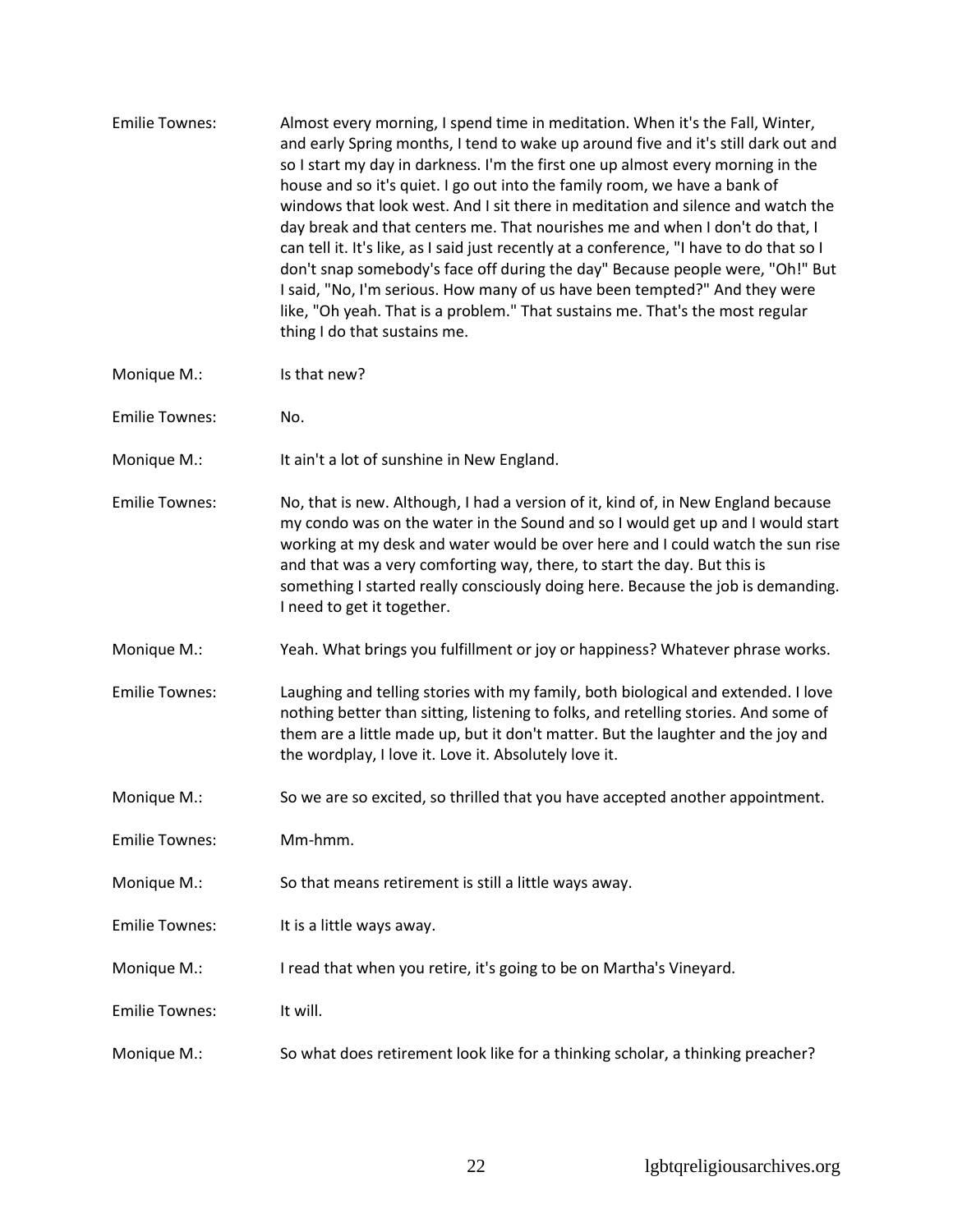Emilie Townes: Almost every morning, I spend time in meditation. When it's the Fall, Winter, and early Spring months, I tend to wake up around five and it's still dark out and so I start my day in darkness. I'm the first one up almost every morning in the house and so it's quiet. I go out into the family room, we have a bank of windows that look west. And I sit there in meditation and silence and watch the day break and that centers me. That nourishes me and when I don't do that, I can tell it. It's like, as I said just recently at a conference, "I have to do that so I don't snap somebody's face off during the day" Because people were, "Oh!" But I said, "No, I'm serious. How many of us have been tempted?" And they were like, "Oh yeah. That is a problem." That sustains me. That's the most regular thing I do that sustains me.

Monique M.: Is that new?

Emilie Townes: No.

Monique M.: It ain't a lot of sunshine in New England.

Emilie Townes: No, that is new. Although, I had a version of it, kind of, in New England because my condo was on the water in the Sound and so I would get up and I would start working at my desk and water would be over here and I could watch the sun rise and that was a very comforting way, there, to start the day. But this is something I started really consciously doing here. Because the job is demanding. I need to get it together.

Monique M.: Yeah. What brings you fulfillment or joy or happiness? Whatever phrase works.

Emilie Townes: Laughing and telling stories with my family, both biological and extended. I love nothing better than sitting, listening to folks, and retelling stories. And some of them are a little made up, but it don't matter. But the laughter and the joy and the wordplay, I love it. Love it. Absolutely love it.

Monique M.: So we are so excited, so thrilled that you have accepted another appointment.

Emilie Townes: Mm-hmm.

Monique M.: So that means retirement is still a little ways away.

Emilie Townes: It is a little ways away.

Monique M.: I read that when you retire, it's going to be on Martha's Vineyard.

Emilie Townes: It will.

Monique M.: So what does retirement look like for a thinking scholar, a thinking preacher?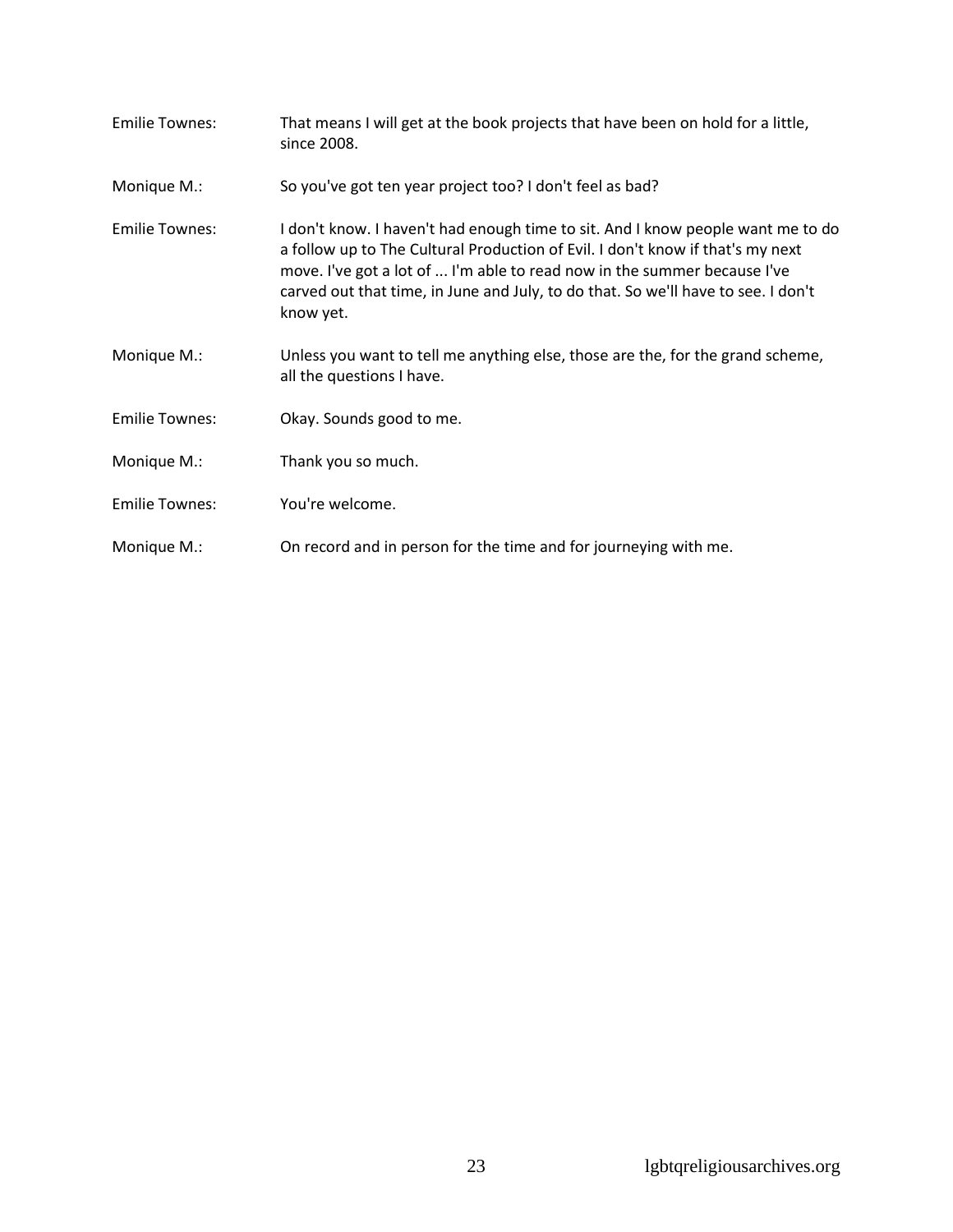Emilie Townes: That means I will get at the book projects that have been on hold for a little, since 2008.

Monique M.: So you've got ten year project too? I don't feel as bad?

Emilie Townes: I don't know. I haven't had enough time to sit. And I know people want me to do a follow up to The Cultural Production of Evil. I don't know if that's my next move. I've got a lot of ... I'm able to read now in the summer because I've carved out that time, in June and July, to do that. So we'll have to see. I don't know yet.

Monique M.: Unless you want to tell me anything else, those are the, for the grand scheme, all the questions I have.

Emilie Townes: Okay. Sounds good to me.

Monique M.: Thank you so much.

Emilie Townes: You're welcome.

Monique M.: On record and in person for the time and for journeying with me.